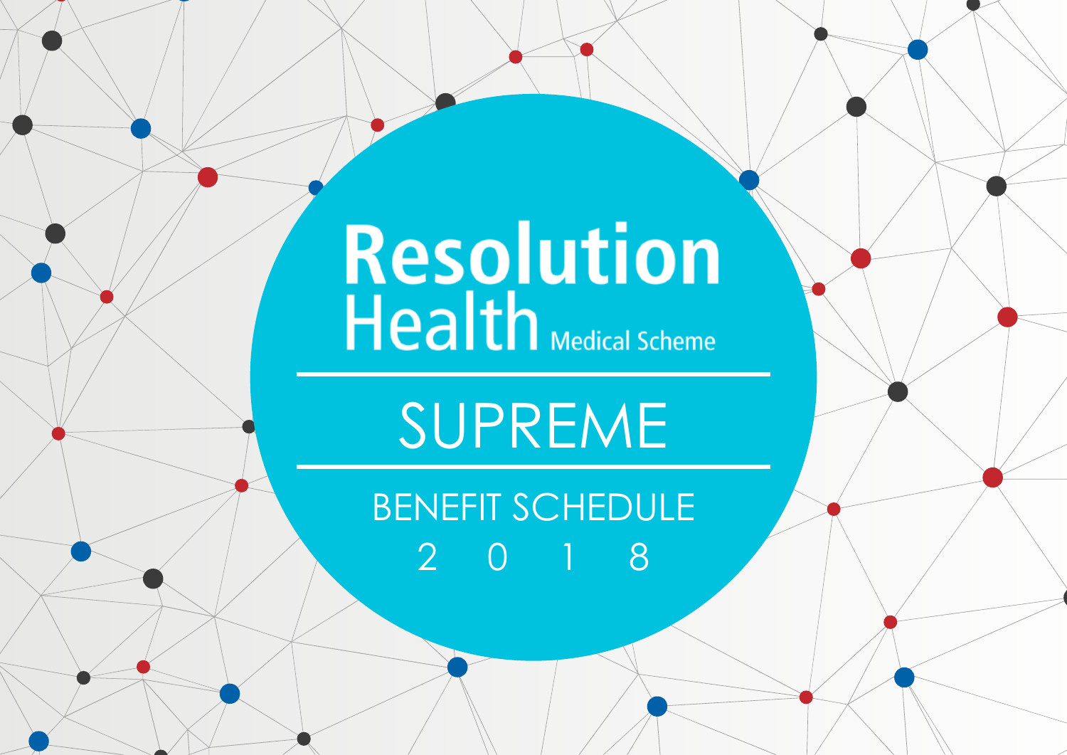# Resolution Health Medical Scheme

## SUPREME

### BENEFIT SCHEDULE 2018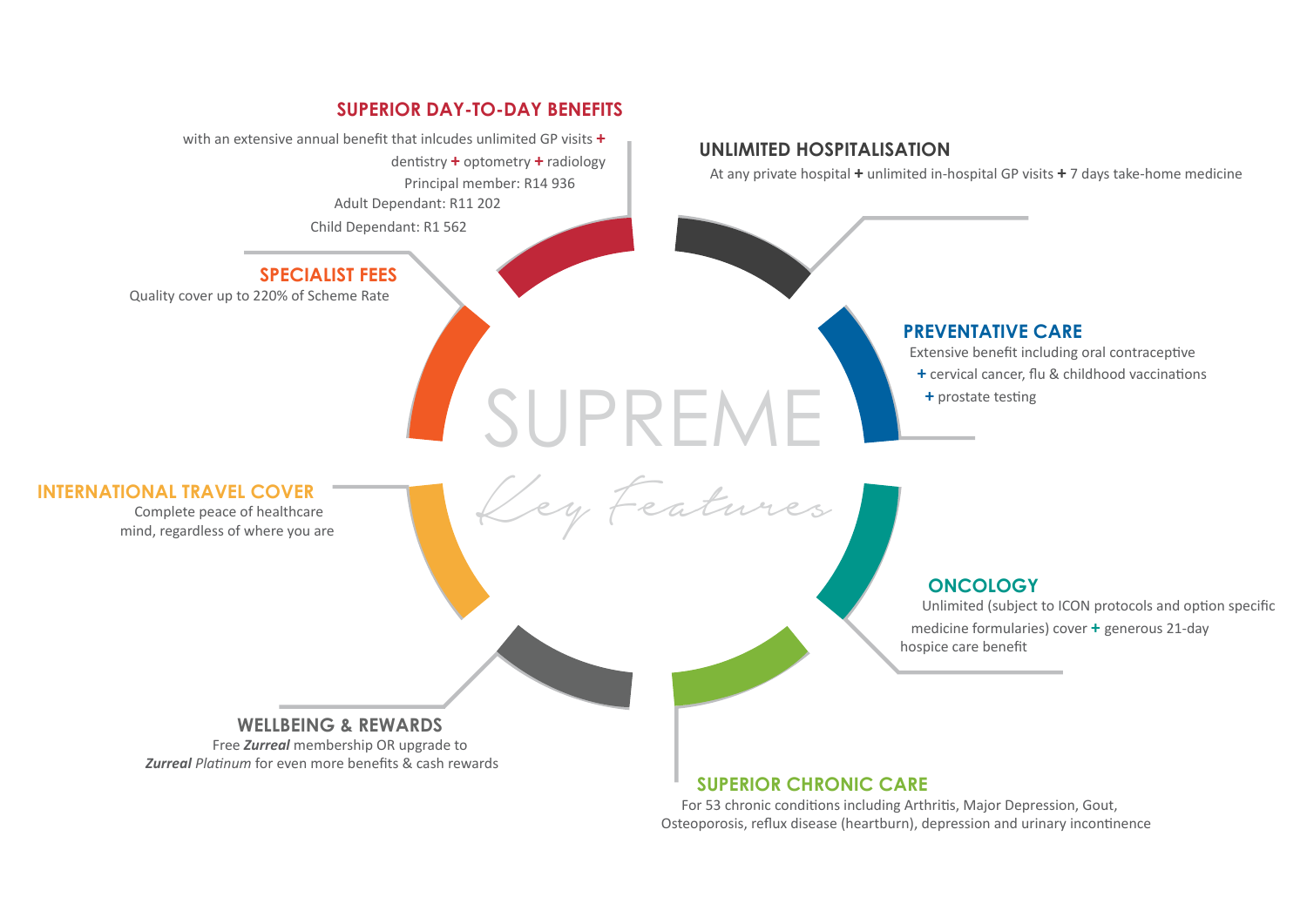# SUPREME

*Key Features*

## SUPERIOR DAY-TO-DAY BENEFITS

with an extensive annual benefit that inlcudes unlimited GP visits + dentistry + optometry + radiology

Principal member: R14 936

Adult Dependant: R11 202

Child Dependant: R1 562

## UNLIMITED HOSPITALISATION

At any private hospital + unlimited in-hospital GP visits + 7 days take-home medicine

## SPECIALIST FEES

Quality cover up to 220% of Scheme Rate

## PREVENTATIVE CARE

Extensive benefit including oral contraceptive

+ cervical cancer, flu & childhood vaccinations

+ prostate testing

## INTERNATIONAL TRAVEL COVER

Complete peace of healthcare mind, regardless of where you are

## ONCOLOGY

Unlimited (subject to ICON protocols and option specific medicine formularies) cover + generous 21-day hospice care benefit

## WELLBEING & REWARDS

Free ***Zurreal*** membership OR upgrade to ***Zurreal*** *Platinum* for even more benefits & cash rewards

## SUPERIOR CHRONIC CARE

For 53 chronic conditions including Arthritis, Major Depression, Gout, Osteoporosis, reflux disease (heartburn), depression and urinary incontinence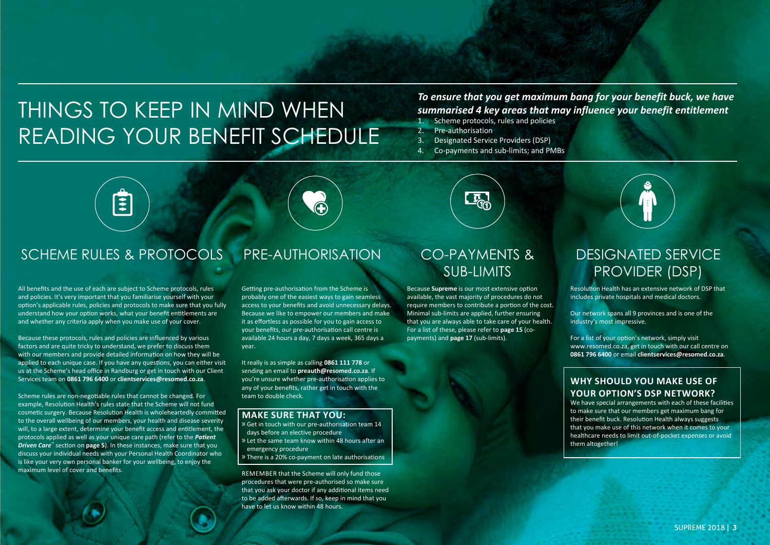# THINGS TO KEEP IN MIND WHEN READING YOUR BENEFIT SCHEDULE

***To ensure that you get maximum bang for your benefit buck, we have summarised 4 key areas that may influence your benefit entitlement***

1. Scheme protocols, rules and policies
2. Pre-authorisation
3. Designated Service Providers (DSP)
4. Co-payments and sub-limits; and PMBs

## SCHEME RULES & PROTOCOLS

All benefits and the use of each are subject to Scheme protocols, rules and policies. It's very important that you familiarise yourself with your option's applicable rules, policies and protocols to make sure that you fully understand how your option works, what your benefit entitlements are and whether any criteria apply when you make use of your cover.

Because these protocols, rules and policies are influenced by various factors and are quite tricky to understand, we prefer to discuss them with our members and provide detailed information on how they will be applied to each unique case. If you have any questions, you can either visit us at the Scheme's head office in Randburg or get in touch with our Client Services team on **0861 796 6400** or **clientservices@resomed.co.za**.

Scheme rules are non-negotiable rules that cannot be changed. For example, Resolution Health's rules state that the Scheme will not fund cosmetic surgery. Because Resolution Health is wholeheartedly committed to the overall wellbeing of our members, your health and disease severity will, to a large extent, determine your benefit access and entitlement, the protocols applied as well as your unique care path (refer to the ***Patient Driven Care***™ section on **page 5**). In these instances, make sure that you discuss your individual needs with your Personal Health Coordinator who is like your very own personal banker for your wellbeing, to enjoy the maximum level of cover and benefits.

## PRE-AUTHORISATION

Getting pre-authorisation from the Scheme is probably one of the easiest ways to gain seamless access to your benefits and avoid unnecessary delays. Because we like to empower our members and make it as effortless as possible for you to gain access to your benefits, our pre-authorisation call centre is available 24 hours a day, 7 days a week, 365 days a year.

It really is as simple as calling **0861 111 778** or sending an email to **preauth@resomed.co.za**. If you're unsure whether pre-authorisation applies to any of your benefits, rather get in touch with the team to double check.

### MAKE SURE THAT YOU:

- » Get in touch with our pre-authorisation team 14 days before an elective procedure
- » Let the same team know within 48 hours after an emergency procedure
- » There is a 20% co-payment on late authorisations

REMEMBER that the Scheme will only fund those procedures that were pre-authorised so make sure that you ask your doctor if any additional items need to be added afterwards. If so, keep in mind that you have to let us know within 48 hours.

## CO-PAYMENTS & SUB-LIMITS

Because **Supreme** is our most extensive option available, the vast majority of procedures do not require members to contribute a portion of the cost. Minimal sub-limits are applied, further ensuring that you are always able to take care of your health. For a list of these, please refer to **page 15** (co-payments) and **page 17** (sub-limits).

## DESIGNATED SERVICE PROVIDER (DSP)

Resolution Health has an extensive network of DSP that includes private hospitals and medical doctors.

Our network spans all 9 provinces and is one of the industry's most impressive.

For a list of your option's network, simply visit www.resomed.co.za, get in touch with our call centre on **0861 796 6400** or email **clientservices@resomed.co.za**.

### WHY SHOULD YOU MAKE USE OF YOUR OPTION'S DSP NETWORK?

We have special arrangements with each of these facilities to make sure that our members get maximum bang for their benefit buck. Resolution Health always suggests that you make use of this network when it comes to your healthcare needs to limit out-of-pocket expenses or avoid them altogether!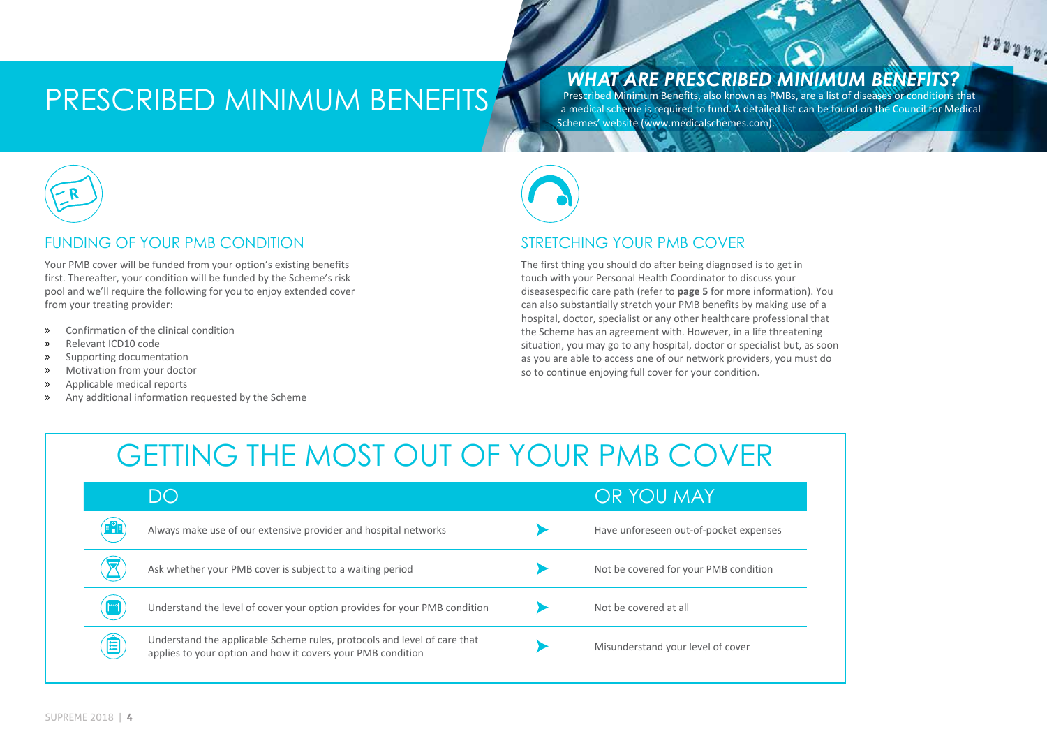# PRESCRIBED MINIMUM BENEFITS

## *WHAT ARE PRESCRIBED MINIMUM BENEFITS?*

Prescribed Minimum Benefits, also known as PMBs, are a list of diseases or conditions that a medical scheme is required to fund. A detailed list can be found on the Council for Medical Schemes' website (www.medicalschemes.com).

## FUNDING OF YOUR PMB CONDITION

Your PMB cover will be funded from your option's existing benefits first. Thereafter, your condition will be funded by the Scheme's risk pool and we'll require the following for you to enjoy extended cover from your treating provider:

- Confirmation of the clinical condition
- Relevant ICD10 code
- Supporting documentation
- Motivation from your doctor
- Applicable medical reports
- Any additional information requested by the Scheme

## STRETCHING YOUR PMB COVER

The first thing you should do after being diagnosed is to get in touch with your Personal Health Coordinator to discuss your diseasespecific care path (refer to **page 5** for more information). You can also substantially stretch your PMB benefits by making use of a hospital, doctor, specialist or any other healthcare professional that the Scheme has an agreement with. However, in a life threatening situation, you may go to any hospital, doctor or specialist but, as soon as you are able to access one of our network providers, you must do so to continue enjoying full cover for your condition.

# GETTING THE MOST OUT OF YOUR PMB COVER

| DO | OR YOU MAY |
|---|---|
| Always make use of our extensive provider and hospital networks | Have unforeseen out-of-pocket expenses |
| Ask whether your PMB cover is subject to a waiting period | Not be covered for your PMB condition |
| Understand the level of cover your option provides for your PMB condition | Not be covered at all |
| Understand the applicable Scheme rules, protocols and level of care that applies to your option and how it covers your PMB condition | Misunderstand your level of cover |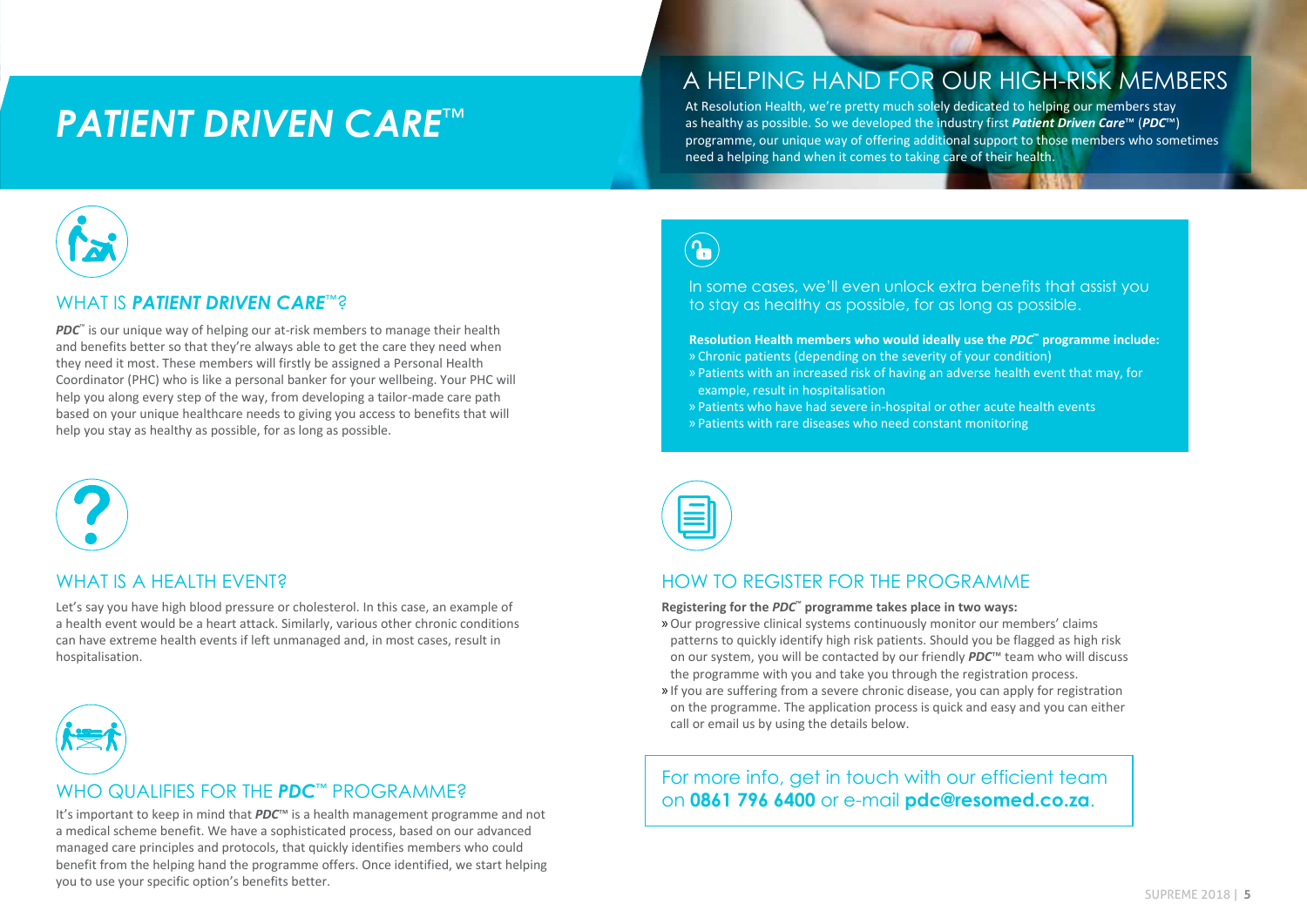# *PATIENT DRIVEN CARE*™

## A HELPING HAND FOR OUR HIGH-RISK MEMBERS

At Resolution Health, we're pretty much solely dedicated to helping our members stay as healthy as possible. So we developed the industry first ***Patient Driven Care***™ (***PDC***™) programme, our unique way of offering additional support to those members who sometimes need a helping hand when it comes to taking care of their health.

### WHAT IS ***PATIENT DRIVEN CARE***™?

***PDC***™ is our unique way of helping our at-risk members to manage their health and benefits better so that they're always able to get the care they need when they need it most. These members will firstly be assigned a Personal Health Coordinator (PHC) who is like a personal banker for your wellbeing. Your PHC will help you along every step of the way, from developing a tailor-made care path based on your unique healthcare needs to giving you access to benefits that will help you stay as healthy as possible, for as long as possible.

### WHAT IS A HEALTH EVENT?

Let's say you have high blood pressure or cholesterol. In this case, an example of a health event would be a heart attack. Similarly, various other chronic conditions can have extreme health events if left unmanaged and, in most cases, result in hospitalisation.

### WHO QUALIFIES FOR THE ***PDC***™ PROGRAMME?

It's important to keep in mind that ***PDC***™ is a health management programme and not a medical scheme benefit. We have a sophisticated process, based on our advanced managed care principles and protocols, that quickly identifies members who could benefit from the helping hand the programme offers. Once identified, we start helping you to use your specific option's benefits better.

In some cases, we'll even unlock extra benefits that assist you to stay as healthy as possible, for as long as possible.

**Resolution Health members who would ideally use the *PDC*™ programme include:**

- Chronic patients (depending on the severity of your condition)
- Patients with an increased risk of having an adverse health event that may, for example, result in hospitalisation
- Patients who have had severe in-hospital or other acute health events
- Patients with rare diseases who need constant monitoring

### HOW TO REGISTER FOR THE PROGRAMME

**Registering for the *PDC*™ programme takes place in two ways:**

- Our progressive clinical systems continuously monitor our members' claims patterns to quickly identify high risk patients. Should you be flagged as high risk on our system, you will be contacted by our friendly ***PDC***™ team who will discuss the programme with you and take you through the registration process.
- If you are suffering from a severe chronic disease, you can apply for registration on the programme. The application process is quick and easy and you can either call or email us by using the details below.

For more info, get in touch with our efficient team on **0861 796 6400** or e-mail **pdc@resomed.co.za**.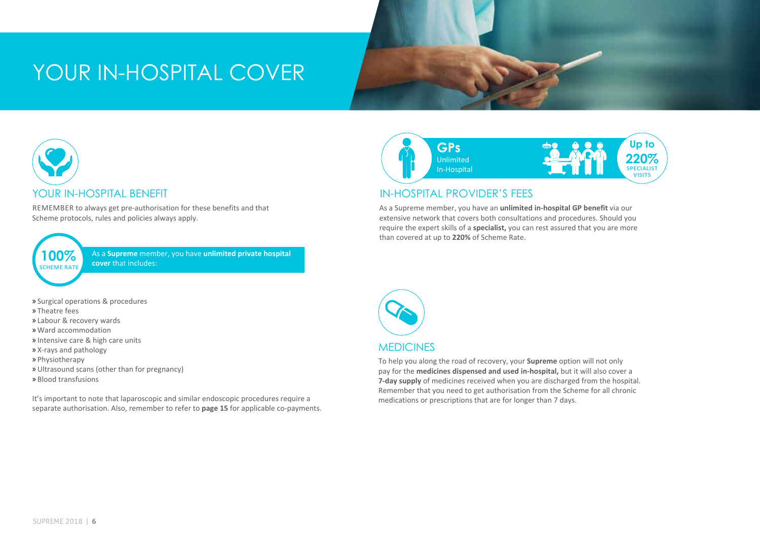# YOUR IN-HOSPITAL COVER

## YOUR IN-HOSPITAL BENEFIT

REMEMBER to always get pre-authorisation for these benefits and that Scheme protocols, rules and policies always apply.

**100%** SCHEME RATE

As a **Supreme** member, you have **unlimited private hospital cover** that includes:

- » Surgical operations & procedures
- » Theatre fees
- » Labour & recovery wards
- » Ward accommodation
- » Intensive care & high care units
- » X-rays and pathology
- » Physiotherapy
- » Ultrasound scans (other than for pregnancy)
- » Blood transfusions

It's important to note that laparoscopic and similar endoscopic procedures require a separate authorisation. Also, remember to refer to **page 15** for applicable co-payments.

**GPs** Unlimited In-Hospital

**Up to 220%** SPECIALIST VISITS

## IN-HOSPITAL PROVIDER'S FEES

As a Supreme member, you have an **unlimited in-hospital GP benefit** via our extensive network that covers both consultations and procedures. Should you require the expert skills of a **specialist,** you can rest assured that you are more than covered at up to **220%** of Scheme Rate.

## MEDICINES

To help you along the road of recovery, your **Supreme** option will not only pay for the **medicines dispensed and used in-hospital,** but it will also cover a **7-day supply** of medicines received when you are discharged from the hospital. Remember that you need to get authorisation from the Scheme for all chronic medications or prescriptions that are for longer than 7 days.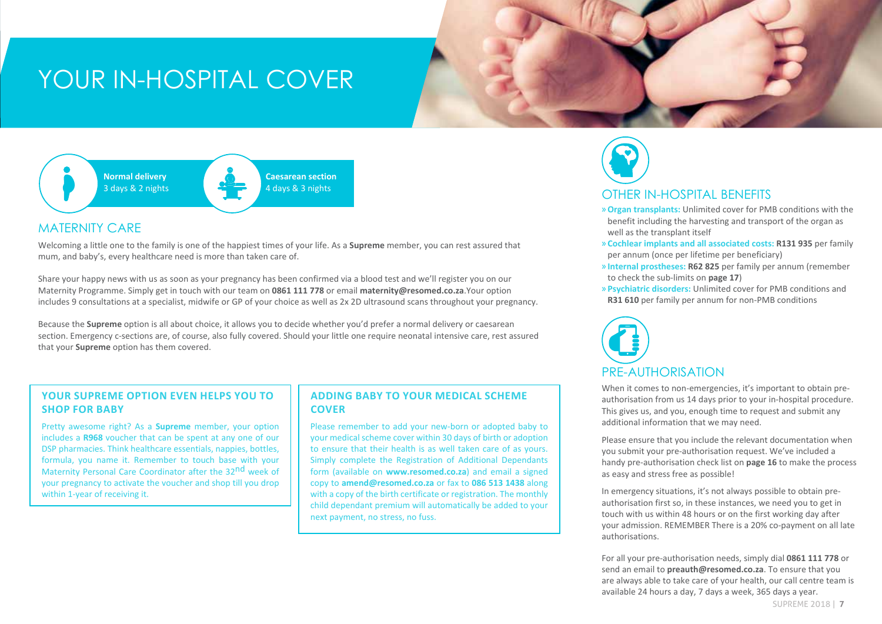# YOUR IN-HOSPITAL COVER

**Normal delivery**
3 days & 2 nights

**Caesarean section**
4 days & 3 nights

## MATERNITY CARE

Welcoming a little one to the family is one of the happiest times of your life. As a **Supreme** member, you can rest assured that mum, and baby's, every healthcare need is more than taken care of.

Share your happy news with us as soon as your pregnancy has been confirmed via a blood test and we'll register you on our Maternity Programme. Simply get in touch with our team on **0861 111 778** or email **maternity@resomed.co.za**.Your option includes 9 consultations at a specialist, midwife or GP of your choice as well as 2x 2D ultrasound scans throughout your pregnancy.

Because the **Supreme** option is all about choice, it allows you to decide whether you'd prefer a normal delivery or caesarean section. Emergency c-sections are, of course, also fully covered. Should your little one require neonatal intensive care, rest assured that your **Supreme** option has them covered.

### YOUR SUPREME OPTION EVEN HELPS YOU TO SHOP FOR BABY

Pretty awesome right? As a **Supreme** member, your option includes a **R968** voucher that can be spent at any one of our DSP pharmacies. Think healthcare essentials, nappies, bottles, formula, you name it. Remember to touch base with your Maternity Personal Care Coordinator after the 32nd week of your pregnancy to activate the voucher and shop till you drop within 1-year of receiving it.

### ADDING BABY TO YOUR MEDICAL SCHEME COVER

Please remember to add your new-born or adopted baby to your medical scheme cover within 30 days of birth or adoption to ensure that their health is as well taken care of as yours. Simply complete the Registration of Additional Dependants form (available on **www.resomed.co.za**) and email a signed copy to **amend@resomed.co.za** or fax to **086 513 1438** along with a copy of the birth certificate or registration. The monthly child dependant premium will automatically be added to your next payment, no stress, no fuss.

## OTHER IN-HOSPITAL BENEFITS

- **Organ transplants:** Unlimited cover for PMB conditions with the benefit including the harvesting and transport of the organ as well as the transplant itself
- **Cochlear implants and all associated costs: R131 935** per family per annum (once per lifetime per beneficiary)
- **Internal prostheses: R62 825** per family per annum (remember to check the sub-limits on **page 17**)
- **Psychiatric disorders:** Unlimited cover for PMB conditions and **R31 610** per family per annum for non-PMB conditions

## PRE-AUTHORISATION

When it comes to non-emergencies, it's important to obtain pre-authorisation from us 14 days prior to your in-hospital procedure. This gives us, and you, enough time to request and submit any additional information that we may need.

Please ensure that you include the relevant documentation when you submit your pre-authorisation request. We've included a handy pre-authorisation check list on **page 16** to make the process as easy and stress free as possible!

In emergency situations, it's not always possible to obtain pre-authorisation first so, in these instances, we need you to get in touch with us within 48 hours or on the first working day after your admission. REMEMBER There is a 20% co-payment on all late authorisations.

For all your pre-authorisation needs, simply dial **0861 111 778** or send an email to **preauth@resomed.co.za**. To ensure that you are always able to take care of your health, our call centre team is available 24 hours a day, 7 days a week, 365 days a year.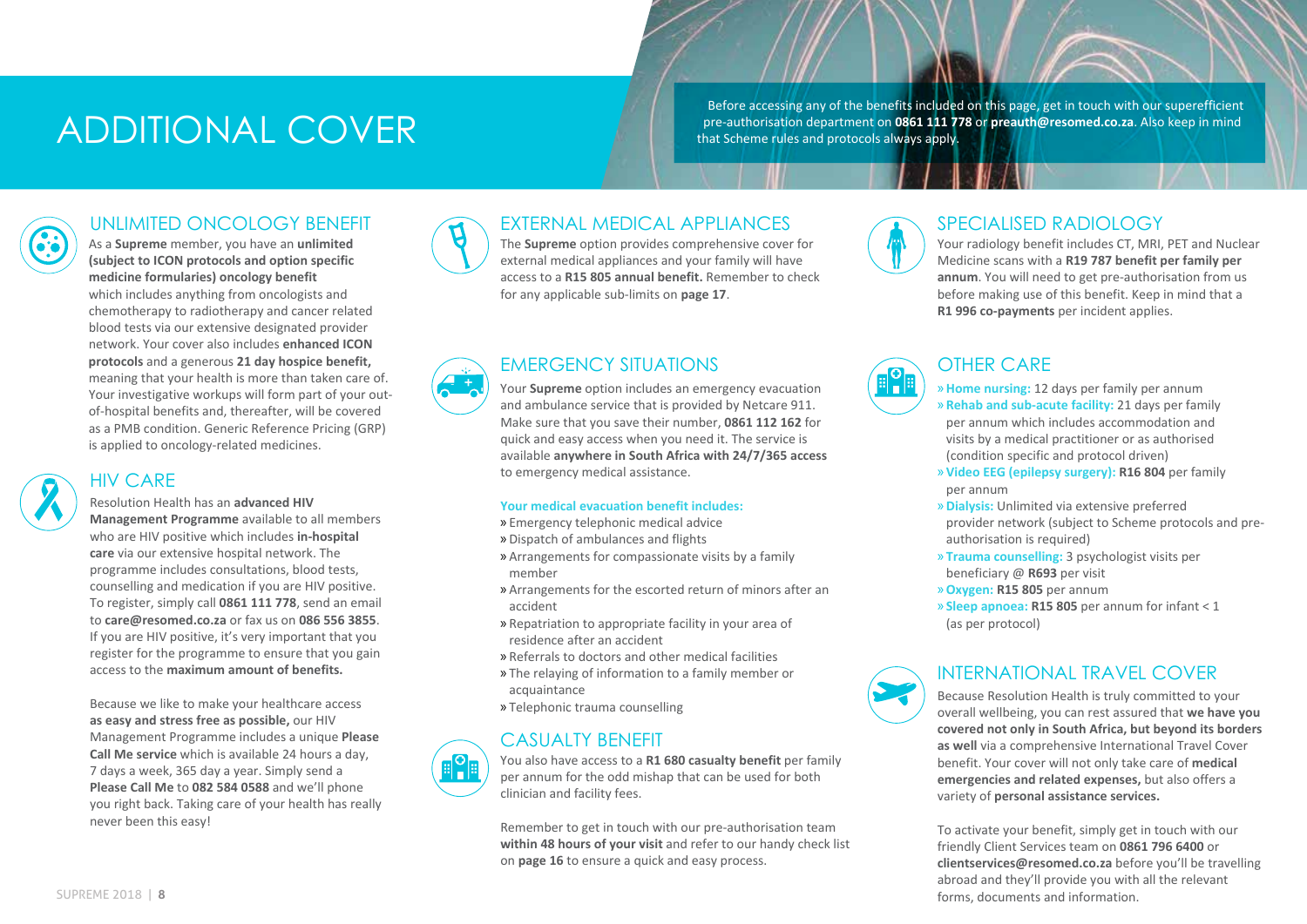# ADDITIONAL COVER

Before accessing any of the benefits included on this page, get in touch with our superefficient pre-authorisation department on **0861 111 778** or **preauth@resomed.co.za**. Also keep in mind that Scheme rules and protocols always apply.

## UNLIMITED ONCOLOGY BENEFIT

As a **Supreme** member, you have an **unlimited (subject to ICON protocols and option specific medicine formularies) oncology benefit** which includes anything from oncologists and chemotherapy to radiotherapy and cancer related blood tests via our extensive designated provider network. Your cover also includes **enhanced ICON protocols** and a generous **21 day hospice benefit,** meaning that your health is more than taken care of. Your investigative workups will form part of your out-of-hospital benefits and, thereafter, will be covered as a PMB condition. Generic Reference Pricing (GRP) is applied to oncology-related medicines.

## HIV CARE

Resolution Health has an **advanced HIV Management Programme** available to all members who are HIV positive which includes **in-hospital care** via our extensive hospital network. The programme includes consultations, blood tests, counselling and medication if you are HIV positive. To register, simply call **0861 111 778**, send an email to **care@resomed.co.za** or fax us on **086 556 3855**. If you are HIV positive, it's very important that you register for the programme to ensure that you gain access to the **maximum amount of benefits.**

Because we like to make your healthcare access **as easy and stress free as possible,** our HIV Management Programme includes a unique **Please Call Me service** which is available 24 hours a day, 7 days a week, 365 day a year. Simply send a **Please Call Me** to **082 584 0588** and we'll phone you right back. Taking care of your health has really never been this easy!

## EXTERNAL MEDICAL APPLIANCES

The **Supreme** option provides comprehensive cover for external medical appliances and your family will have access to a **R15 805 annual benefit.** Remember to check for any applicable sub-limits on **page 17**.

## EMERGENCY SITUATIONS

Your **Supreme** option includes an emergency evacuation and ambulance service that is provided by Netcare 911. Make sure that you save their number, **0861 112 162** for quick and easy access when you need it. The service is available **anywhere in South Africa with 24/7/365 access** to emergency medical assistance.

**Your medical evacuation benefit includes:**

- Emergency telephonic medical advice
- Dispatch of ambulances and flights
- Arrangements for compassionate visits by a family member
- Arrangements for the escorted return of minors after an accident
- Repatriation to appropriate facility in your area of residence after an accident
- Referrals to doctors and other medical facilities
- The relaying of information to a family member or acquaintance
- Telephonic trauma counselling

## CASUALTY BENEFIT

You also have access to a **R1 680 casualty benefit** per family per annum for the odd mishap that can be used for both clinician and facility fees.

Remember to get in touch with our pre-authorisation team **within 48 hours of your visit** and refer to our handy check list on **page 16** to ensure a quick and easy process.

## SPECIALISED RADIOLOGY

Your radiology benefit includes CT, MRI, PET and Nuclear Medicine scans with a **R19 787 benefit per family per annum**. You will need to get pre-authorisation from us before making use of this benefit. Keep in mind that a **R1 996 co-payments** per incident applies.

## OTHER CARE

- **Home nursing:** 12 days per family per annum
- **Rehab and sub-acute facility:** 21 days per family per annum which includes accommodation and visits by a medical practitioner or as authorised (condition specific and protocol driven)
- **Video EEG (epilepsy surgery): R16 804** per family per annum
- **Dialysis:** Unlimited via extensive preferred provider network (subject to Scheme protocols and pre-authorisation is required)
- **Trauma counselling:** 3 psychologist visits per beneficiary @ **R693** per visit
- **Oxygen: R15 805** per annum
- **Sleep apnoea: R15 805** per annum for infant < 1 (as per protocol)

## INTERNATIONAL TRAVEL COVER

Because Resolution Health is truly committed to your overall wellbeing, you can rest assured that **we have you covered not only in South Africa, but beyond its borders as well** via a comprehensive International Travel Cover benefit. Your cover will not only take care of **medical emergencies and related expenses,** but also offers a variety of **personal assistance services.**

To activate your benefit, simply get in touch with our friendly Client Services team on **0861 796 6400** or **clientservices@resomed.co.za** before you'll be travelling abroad and they'll provide you with all the relevant forms, documents and information.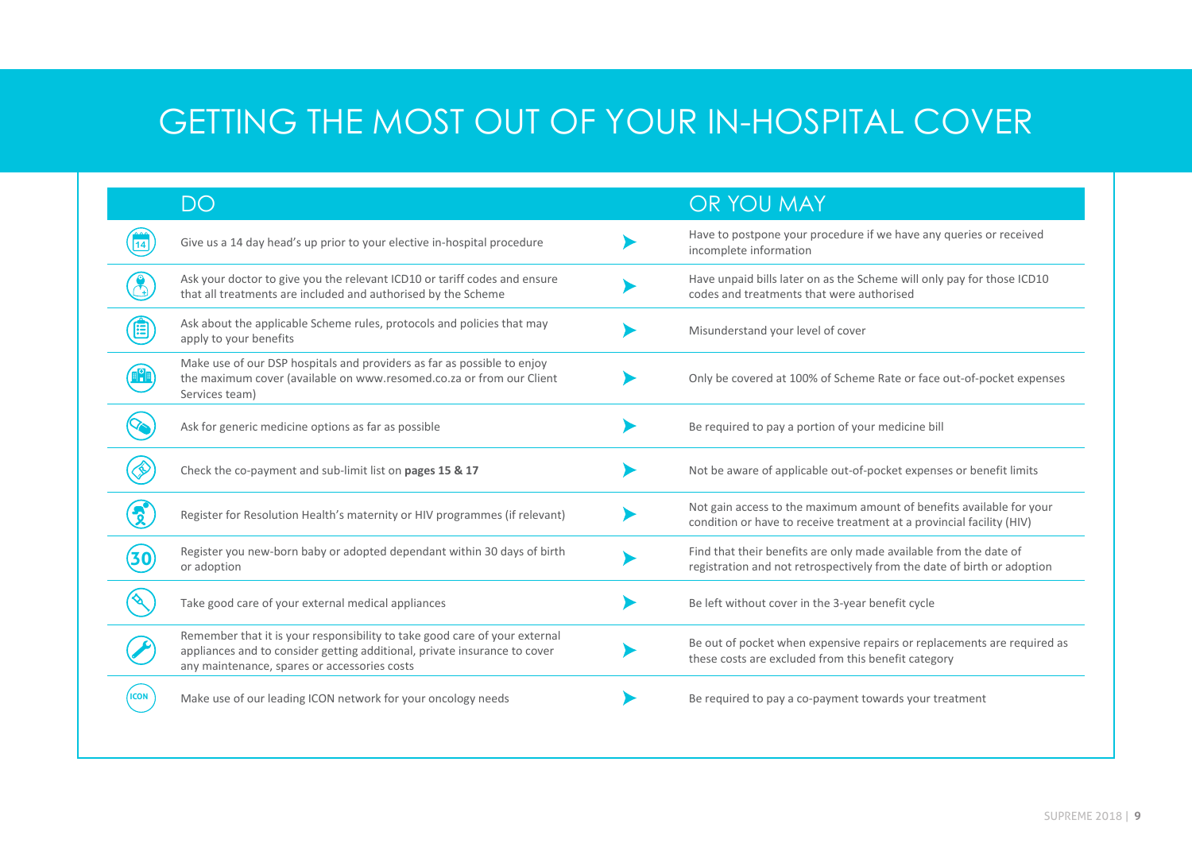# GETTING THE MOST OUT OF YOUR IN-HOSPITAL COVER

| DO | OR YOU MAY |
|---|---|
| Give us a 14 day head's up prior to your elective in-hospital procedure | Have to postpone your procedure if we have any queries or received incomplete information |
| Ask your doctor to give you the relevant ICD10 or tariff codes and ensure that all treatments are included and authorised by the Scheme | Have unpaid bills later on as the Scheme will only pay for those ICD10 codes and treatments that were authorised |
| Ask about the applicable Scheme rules, protocols and policies that may apply to your benefits | Misunderstand your level of cover |
| Make use of our DSP hospitals and providers as far as possible to enjoy the maximum cover (available on www.resomed.co.za or from our Client Services team) | Only be covered at 100% of Scheme Rate or face out-of-pocket expenses |
| Ask for generic medicine options as far as possible | Be required to pay a portion of your medicine bill |
| Check the co-payment and sub-limit list on **pages 15 & 17** | Not be aware of applicable out-of-pocket expenses or benefit limits |
| Register for Resolution Health's maternity or HIV programmes (if relevant) | Not gain access to the maximum amount of benefits available for your condition or have to receive treatment at a provincial facility (HIV) |
| Register you new-born baby or adopted dependant within 30 days of birth or adoption | Find that their benefits are only made available from the date of registration and not retrospectively from the date of birth or adoption |
| Take good care of your external medical appliances | Be left without cover in the 3-year benefit cycle |
| Remember that it is your responsibility to take good care of your external appliances and to consider getting additional, private insurance to cover any maintenance, spares or accessories costs | Be out of pocket when expensive repairs or replacements are required as these costs are excluded from this benefit category |
| Make use of our leading ICON network for your oncology needs | Be required to pay a co-payment towards your treatment |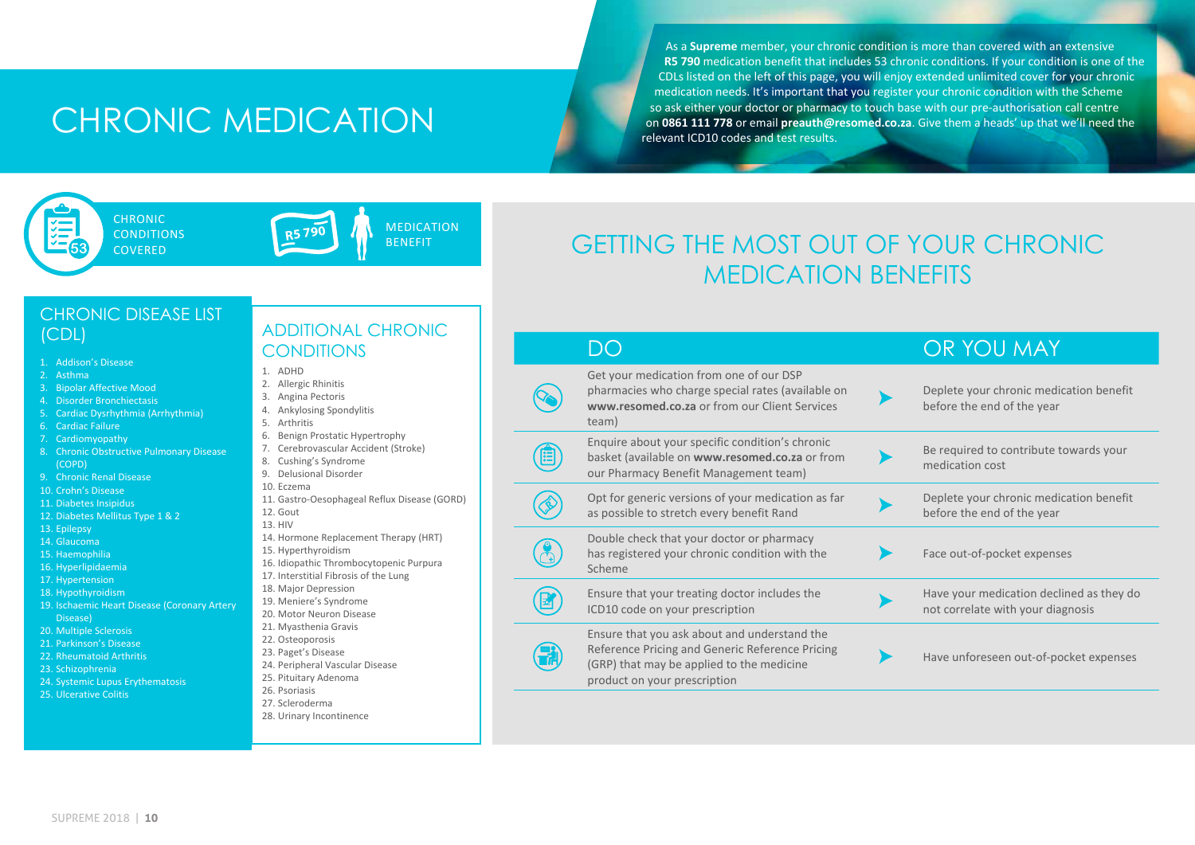# CHRONIC MEDICATION

As a **Supreme** member, your chronic condition is more than covered with an extensive **R5 790** medication benefit that includes 53 chronic conditions. If your condition is one of the CDLs listed on the left of this page, you will enjoy extended unlimited cover for your chronic medication needs. It's important that you register your chronic condition with the Scheme so ask either your doctor or pharmacy to touch base with our pre-authorisation call centre on **0861 111 778** or email **preauth@resomed.co.za**. Give them a heads' up that we'll need the relevant ICD10 codes and test results.

53 CHRONIC CONDITIONS COVERED

R5 790 MEDICATION BENEFIT

## CHRONIC DISEASE LIST (CDL)

1. Addison's Disease
2. Asthma
3. Bipolar Affective Mood
4. Disorder Bronchiectasis
5. Cardiac Dysrhythmia (Arrhythmia)
6. Cardiac Failure
7. Cardiomyopathy
8. Chronic Obstructive Pulmonary Disease (COPD)
9. Chronic Renal Disease
10. Crohn's Disease
11. Diabetes Insipidus
12. Diabetes Mellitus Type 1 & 2
13. Epilepsy
14. Glaucoma
15. Haemophilia
16. Hyperlipidaemia
17. Hypertension
18. Hypothyroidism
19. Ischaemic Heart Disease (Coronary Artery Disease)
20. Multiple Sclerosis
21. Parkinson's Disease
22. Rheumatoid Arthritis
23. Schizophrenia
24. Systemic Lupus Erythematosis
25. Ulcerative Colitis

## ADDITIONAL CHRONIC CONDITIONS

1. ADHD
2. Allergic Rhinitis
3. Angina Pectoris
4. Ankylosing Spondylitis
5. Arthritis
6. Benign Prostatic Hypertrophy
7. Cerebrovascular Accident (Stroke)
8. Cushing's Syndrome
9. Delusional Disorder
10. Eczema
11. Gastro-Oesophageal Reflux Disease (GORD)
12. Gout
13. HIV
14. Hormone Replacement Therapy (HRT)
15. Hyperthyroidism
16. Idiopathic Thrombocytopenic Purpura
17. Interstitial Fibrosis of the Lung
18. Major Depression
19. Meniere's Syndrome
20. Motor Neuron Disease
21. Myasthenia Gravis
22. Osteoporosis
23. Paget's Disease
24. Peripheral Vascular Disease
25. Pituitary Adenoma
26. Psoriasis
27. Scleroderma
28. Urinary Incontinence

## GETTING THE MOST OUT OF YOUR CHRONIC MEDICATION BENEFITS

| DO | OR YOU MAY |
|---|---|
| Get your medication from one of our DSP pharmacies who charge special rates (available on **www.resomed.co.za** or from our Client Services team) | Deplete your chronic medication benefit before the end of the year |
| Enquire about your specific condition's chronic basket (available on **www.resomed.co.za** or from our Pharmacy Benefit Management team) | Be required to contribute towards your medication cost |
| Opt for generic versions of your medication as far as possible to stretch every benefit Rand | Deplete your chronic medication benefit before the end of the year |
| Double check that your doctor or pharmacy has registered your chronic condition with the Scheme | Face out-of-pocket expenses |
| Ensure that your treating doctor includes the ICD10 code on your prescription | Have your medication declined as they do not correlate with your diagnosis |
| Ensure that you ask about and understand the Reference Pricing and Generic Reference Pricing (GRP) that may be applied to the medicine product on your prescription | Have unforeseen out-of-pocket expenses |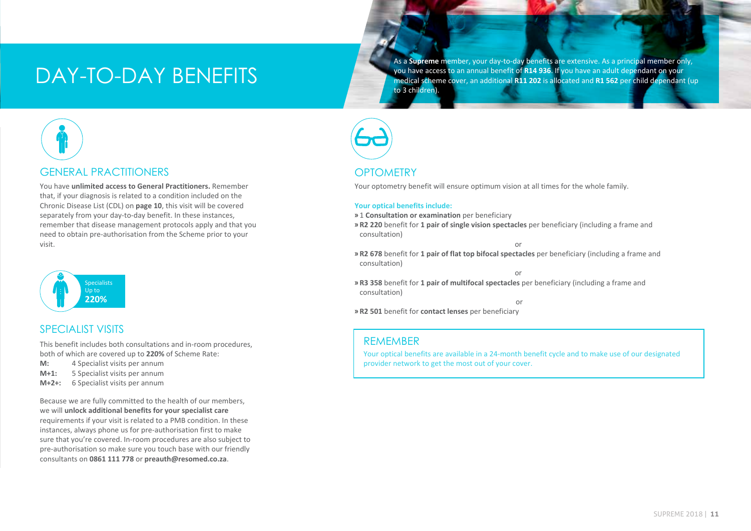# DAY-TO-DAY BENEFITS

As a **Supreme** member, your day-to-day benefits are extensive. As a principal member only, you have access to an annual benefit of **R14 936**. If you have an adult dependant on your medical scheme cover, an additional **R11 202** is allocated and **R1 562** per child dependant (up to 3 children).

## GENERAL PRACTITIONERS

You have **unlimited access to General Practitioners.** Remember that, if your diagnosis is related to a condition included on the Chronic Disease List (CDL) on **page 10**, this visit will be covered separately from your day-to-day benefit. In these instances, remember that disease management protocols apply and that you need to obtain pre-authorisation from the Scheme prior to your visit.

Specialists Up to **220%**

## SPECIALIST VISITS

This benefit includes both consultations and in-room procedures, both of which are covered up to **220%** of Scheme Rate:

| | |
|---|---|
| **M:** | 4 Specialist visits per annum |
| **M+1:** | 5 Specialist visits per annum |
| **M+2+:** | 6 Specialist visits per annum |

Because we are fully committed to the health of our members, we will **unlock additional benefits for your specialist care** requirements if your visit is related to a PMB condition. In these instances, always phone us for pre-authorisation first to make sure that you're covered. In-room procedures are also subject to pre-authorisation so make sure you touch base with our friendly consultants on **0861 111 778** or **preauth@resomed.co.za**.

## OPTOMETRY

Your optometry benefit will ensure optimum vision at all times for the whole family.

**Your optical benefits include:**

- 1 **Consultation or examination** per beneficiary
- **R2 220** benefit for **1 pair of single vision spectacles** per beneficiary (including a frame and consultation)

or

- **R2 678** benefit for **1 pair of flat top bifocal spectacles** per beneficiary (including a frame and consultation)

or

- **R3 358** benefit for **1 pair of multifocal spectacles** per beneficiary (including a frame and consultation)

or

- **R2 501** benefit for **contact lenses** per beneficiary

### REMEMBER

Your optical benefits are available in a 24-month benefit cycle and to make use of our designated provider network to get the most out of your cover.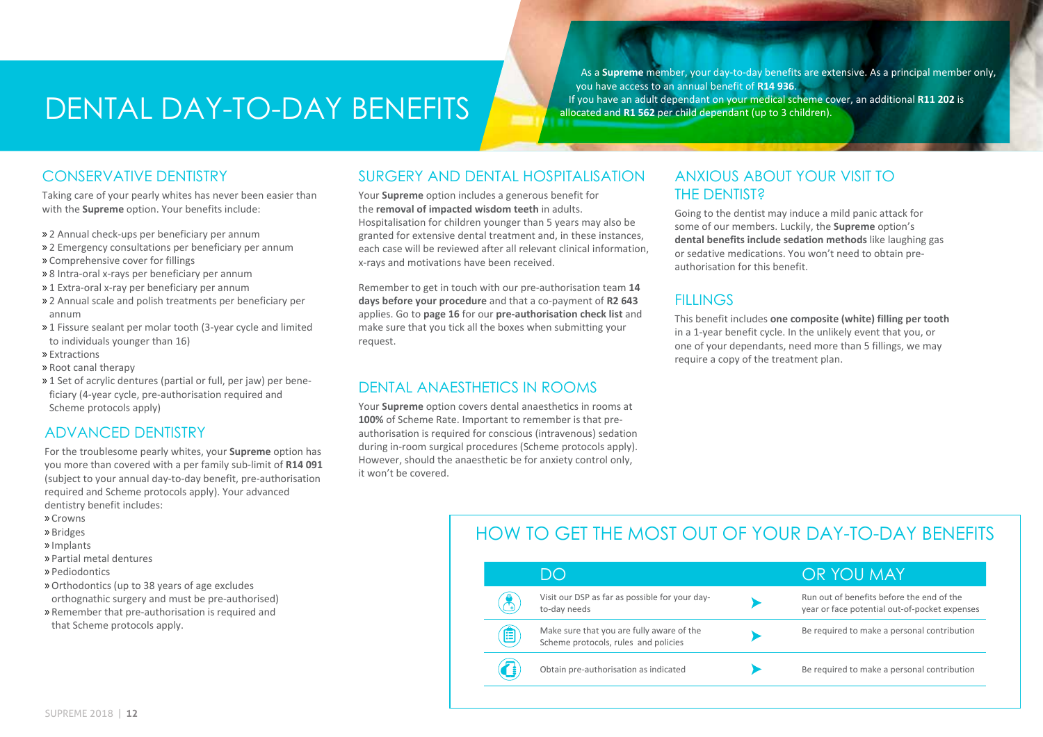# DENTAL DAY-TO-DAY BENEFITS

As a **Supreme** member, your day-to-day benefits are extensive. As a principal member only, you have access to an annual benefit of **R14 936**. If you have an adult dependant on your medical scheme cover, an additional **R11 202** is allocated and **R1 562** per child dependant (up to 3 children).

## CONSERVATIVE DENTISTRY

Taking care of your pearly whites has never been easier than with the **Supreme** option. Your benefits include:

- 2 Annual check-ups per beneficiary per annum
- 2 Emergency consultations per beneficiary per annum
- Comprehensive cover for fillings
- 8 Intra-oral x-rays per beneficiary per annum
- 1 Extra-oral x-ray per beneficiary per annum
- 2 Annual scale and polish treatments per beneficiary per annum
- 1 Fissure sealant per molar tooth (3-year cycle and limited to individuals younger than 16)
- Extractions
- Root canal therapy
- 1 Set of acrylic dentures (partial or full, per jaw) per beneficiary (4-year cycle, pre-authorisation required and Scheme protocols apply)

## ADVANCED DENTISTRY

For the troublesome pearly whites, your **Supreme** option has you more than covered with a per family sub-limit of **R14 091** (subject to your annual day-to-day benefit, pre-authorisation required and Scheme protocols apply). Your advanced dentistry benefit includes:

- Crowns
- Bridges
- Implants
- Partial metal dentures
- Periodontics
- Orthodontics (up to 38 years of age excludes orthognathic surgery and must be pre-authorised)
- Remember that pre-authorisation is required and that Scheme protocols apply.

## SURGERY AND DENTAL HOSPITALISATION

Your **Supreme** option includes a generous benefit for the **removal of impacted wisdom teeth** in adults. Hospitalisation for children younger than 5 years may also be granted for extensive dental treatment and, in these instances, each case will be reviewed after all relevant clinical information, x-rays and motivations have been received.

Remember to get in touch with our pre-authorisation team **14 days before your procedure** and that a co-payment of **R2 643** applies. Go to **page 16** for our **pre-authorisation check list** and make sure that you tick all the boxes when submitting your request.

## DENTAL ANAESTHETICS IN ROOMS

Your **Supreme** option covers dental anaesthetics in rooms at **100%** of Scheme Rate. Important to remember is that pre-authorisation is required for conscious (intravenous) sedation during in-room surgical procedures (Scheme protocols apply). However, should the anaesthetic be for anxiety control only, it won't be covered.

## ANXIOUS ABOUT YOUR VISIT TO THE DENTIST?

Going to the dentist may induce a mild panic attack for some of our members. Luckily, the **Supreme** option's **dental benefits include sedation methods** like laughing gas or sedative medications. You won't need to obtain pre-authorisation for this benefit.

## FILLINGS

This benefit includes **one composite (white) filling per tooth** in a 1-year benefit cycle. In the unlikely event that you, or one of your dependants, need more than 5 fillings, we may require a copy of the treatment plan.

## HOW TO GET THE MOST OUT OF YOUR DAY-TO-DAY BENEFITS

| DO | OR YOU MAY |
|---|---|
| Visit our DSP as far as possible for your day-to-day needs | Run out of benefits before the end of the year or face potential out-of-pocket expenses |
| Make sure that you are fully aware of the Scheme protocols, rules and policies | Be required to make a personal contribution |
| Obtain pre-authorisation as indicated | Be required to make a personal contribution |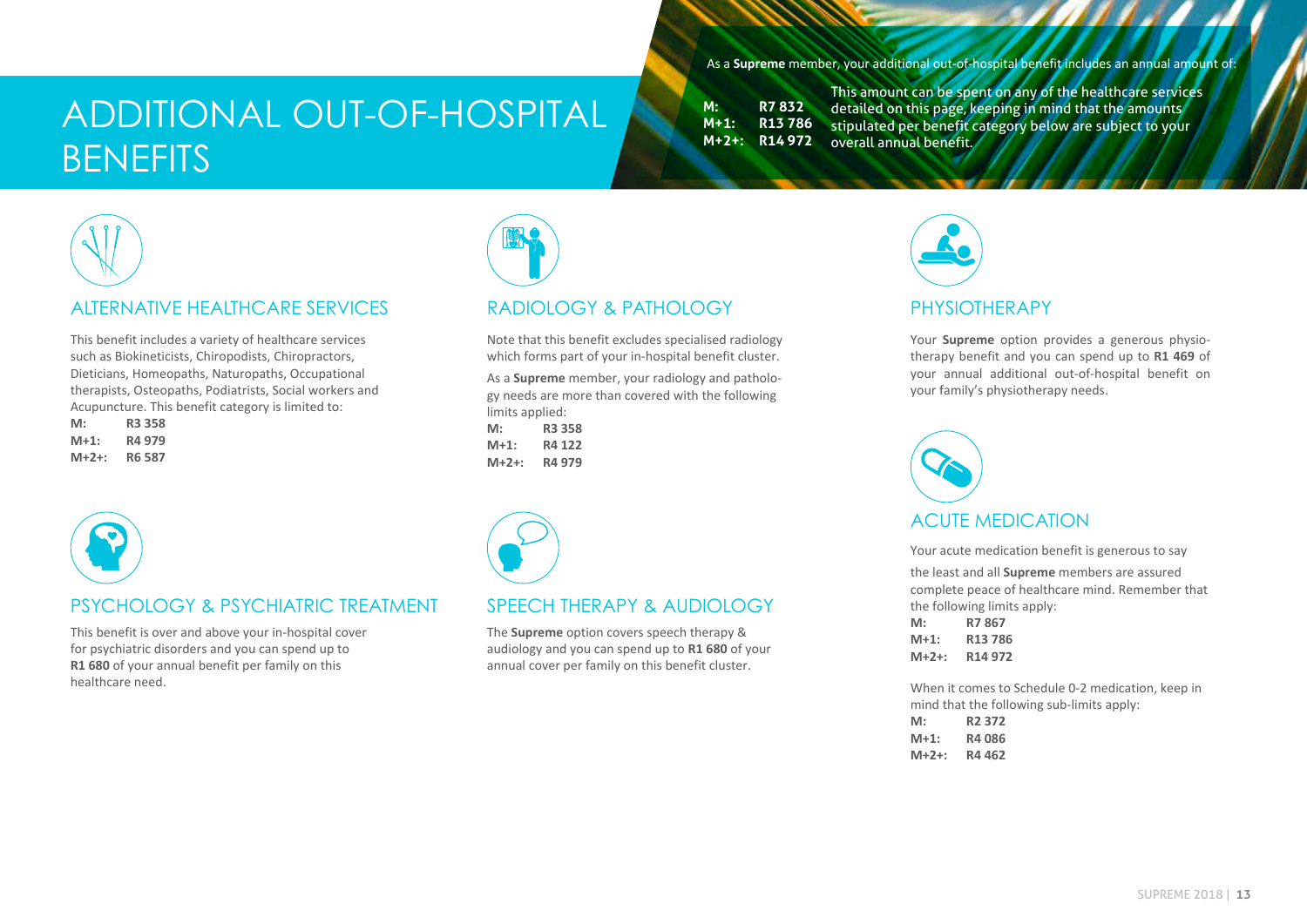# ADDITIONAL OUT-OF-HOSPITAL BENEFITS

As a **Supreme** member, your additional out-of-hospital benefit includes an annual amount of:

| | |
|---|---|
| **M:** | **R7 832** |
| **M+1:** | **R13 786** |
| **M+2+:** | **R14 972** |

This amount can be spent on any of the healthcare services detailed on this page, keeping in mind that the amounts stipulated per benefit category below are subject to your overall annual benefit.

## ALTERNATIVE HEALTHCARE SERVICES

This benefit includes a variety of healthcare services such as Biokineticists, Chiropodists, Chiropractors, Dieticians, Homeopaths, Naturopaths, Occupational therapists, Osteopaths, Podiatrists, Social workers and Acupuncture. This benefit category is limited to:

| | |
|---|---|
| **M:** | **R3 358** |
| **M+1:** | **R4 979** |
| **M+2+:** | **R6 587** |

## PSYCHOLOGY & PSYCHIATRIC TREATMENT

This benefit is over and above your in-hospital cover for psychiatric disorders and you can spend up to **R1 680** of your annual benefit per family on this healthcare need.

## RADIOLOGY & PATHOLOGY

Note that this benefit excludes specialised radiology which forms part of your in-hospital benefit cluster.

As a **Supreme** member, your radiology and pathology needs are more than covered with the following limits applied:

| | |
|---|---|
| **M:** | **R3 358** |
| **M+1:** | **R4 122** |
| **M+2+:** | **R4 979** |

## SPEECH THERAPY & AUDIOLOGY

The **Supreme** option covers speech therapy & audiology and you can spend up to **R1 680** of your annual cover per family on this benefit cluster.

## PHYSIOTHERAPY

Your **Supreme** option provides a generous physiotherapy benefit and you can spend up to **R1 469** of your annual additional out-of-hospital benefit on your family's physiotherapy needs.

## ACUTE MEDICATION

Your acute medication benefit is generous to say

the least and all **Supreme** members are assured complete peace of healthcare mind. Remember that the following limits apply:

| | |
|---|---|
| **M:** | **R7 867** |
| **M+1:** | **R13 786** |
| **M+2+:** | **R14 972** |

When it comes to Schedule 0-2 medication, keep in mind that the following sub-limits apply:

| | |
|---|---|
| **M:** | **R2 372** |
| **M+1:** | **R4 086** |
| **M+2+:** | **R4 462** |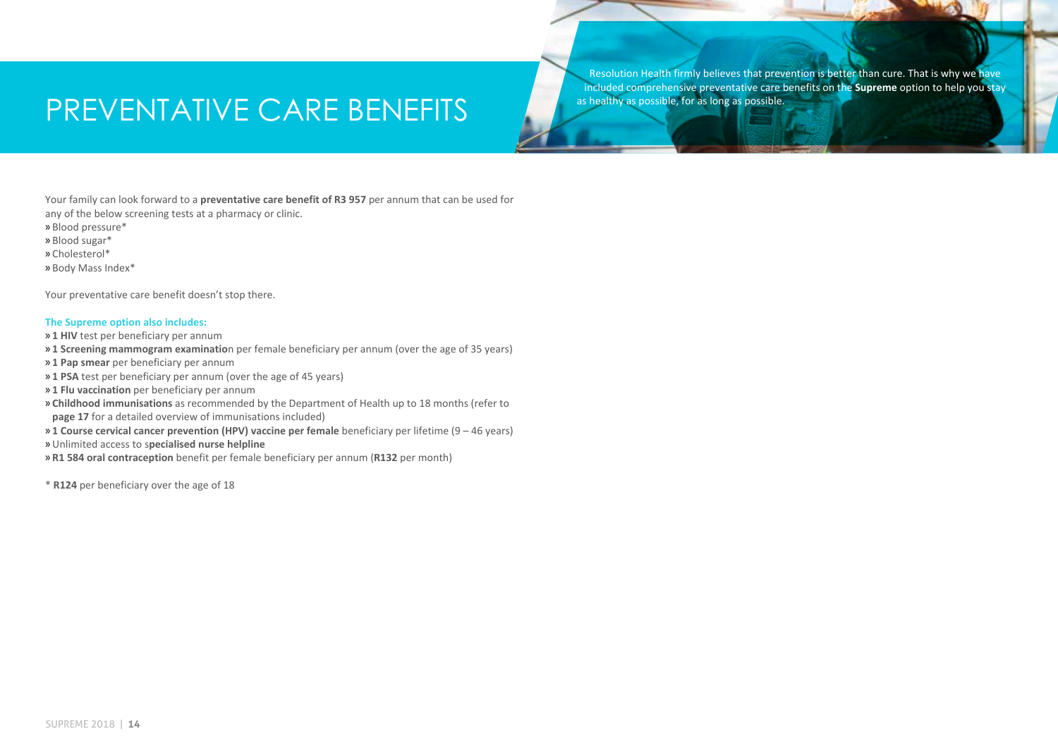# PREVENTATIVE CARE BENEFITS

Resolution Health firmly believes that prevention is better than cure. That is why we have included comprehensive preventative care benefits on the **Supreme** option to help you stay as healthy as possible, for as long as possible.

Your family can look forward to a **preventative care benefit of R3 957** per annum that can be used for any of the below screening tests at a pharmacy or clinic.

- Blood pressure*
- Blood sugar*
- Cholesterol*
- Body Mass Index*

Your preventative care benefit doesn't stop there.

**The Supreme option also includes:**

- **1 HIV** test per beneficiary per annum
- **1 Screening mammogram examinatio**n per female beneficiary per annum (over the age of 35 years)
- **1 Pap smear** per beneficiary per annum
- **1 PSA** test per beneficiary per annum (over the age of 45 years)
- **1 Flu vaccination** per beneficiary per annum
- **Childhood immunisations** as recommended by the Department of Health up to 18 months (refer to **page 17** for a detailed overview of immunisations included)
- **1 Course cervical cancer prevention (HPV) vaccine per female** beneficiary per lifetime (9 – 46 years)
- Unlimited access to s**pecialised nurse helpline**
- **R1 584 oral contraception** benefit per female beneficiary per annum (**R132** per month)

* **R124** per beneficiary over the age of 18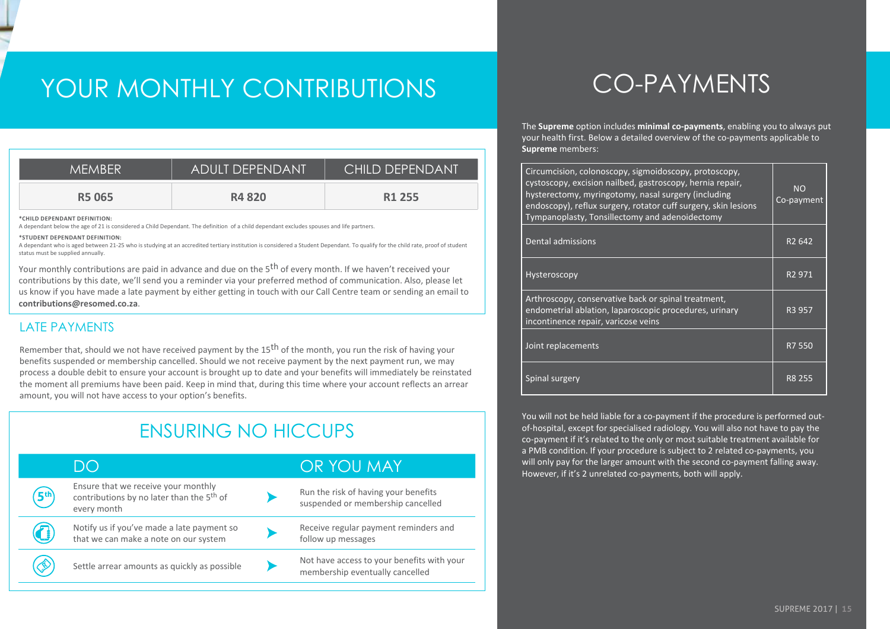# YOUR MONTHLY CONTRIBUTIONS

| MEMBER | ADULT DEPENDANT | CHILD DEPENDANT |
|---|---|---|
| **R5 065** | **R4 820** | **R1 255** |

**\*CHILD DEPENDANT DEFINITION:**
A dependant below the age of 21 is considered a Child Dependant. The definition of a child dependant excludes spouses and life partners.

**\*STUDENT DEPENDANT DEFINITION:**
A dependant who is aged between 21-25 who is studying at an accredited tertiary institution is considered a Student Dependant. To qualify for the child rate, proof of student status must be supplied annually.

Your monthly contributions are paid in advance and due on the 5th of every month. If we haven't received your contributions by this date, we'll send you a reminder via your preferred method of communication. Also, please let us know if you have made a late payment by either getting in touch with our Call Centre team or sending an email to **contributions@resomed.co.za**.

## LATE PAYMENTS

Remember that, should we not have received payment by the 15th of the month, you run the risk of having your benefits suspended or membership cancelled. Should we not receive payment by the next payment run, we may process a double debit to ensure your account is brought up to date and your benefits will immediately be reinstated the moment all premiums have been paid. Keep in mind that, during this time where your account reflects an arrear amount, you will not have access to your option's benefits.

## ENSURING NO HICCUPS

| DO | OR YOU MAY |
|---|---|
| Ensure that we receive your monthly contributions by no later than the 5th of every month | Run the risk of having your benefits suspended or membership cancelled |
| Notify us if you've made a late payment so that we can make a note on our system | Receive regular payment reminders and follow up messages |
| Settle arrear amounts as quickly as possible | Not have access to your benefits with your membership eventually cancelled |

# CO-PAYMENTS

The **Supreme** option includes **minimal co-payments**, enabling you to always put your health first. Below a detailed overview of the co-payments applicable to **Supreme** members:

| Procedure | Co-payment |
|---|---|
| Circumcision, colonoscopy, sigmoidoscopy, protoscopy, cystoscopy, excision nailbed, gastroscopy, hernia repair, hysterectomy, myringotomy, nasal surgery (including endoscopy), reflux surgery, rotator cuff surgery, skin lesions Tympanoplasty, Tonsillectomy and adenoidectomy | NO Co-payment |
| Dental admissions | R2 642 |
| Hysteroscopy | R2 971 |
| Arthroscopy, conservative back or spinal treatment, endometrial ablation, laparoscopic procedures, urinary incontinence repair, varicose veins | R3 957 |
| Joint replacements | R7 550 |
| Spinal surgery | R8 255 |

You will not be held liable for a co-payment if the procedure is performed out-of-hospital, except for specialised radiology. You will also not have to pay the co-payment if it's related to the only or most suitable treatment available for a PMB condition. If your procedure is subject to 2 related co-payments, you will only pay for the larger amount with the second co-payment falling away. However, if it's 2 unrelated co-payments, both will apply.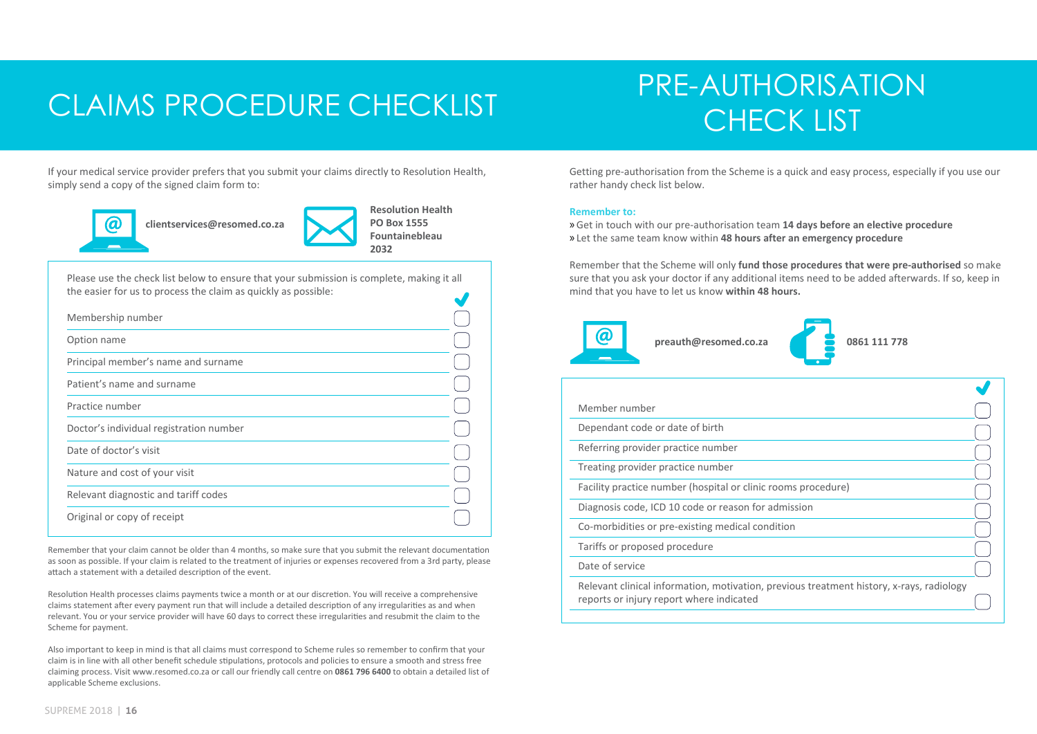# CLAIMS PROCEDURE CHECKLIST

If your medical service provider prefers that you submit your claims directly to Resolution Health, simply send a copy of the signed claim form to:

**clientservices@resomed.co.za**

**Resolution Health**
**PO Box 1555**
**Fountainebleau**
**2032**

Please use the check list below to ensure that your submission is complete, making it all the easier for us to process the claim as quickly as possible:

| | ✔ |
|---|---|
| Membership number | ☐ |
| Option name | ☐ |
| Principal member's name and surname | ☐ |
| Patient's name and surname | ☐ |
| Practice number | ☐ |
| Doctor's individual registration number | ☐ |
| Date of doctor's visit | ☐ |
| Nature and cost of your visit | ☐ |
| Relevant diagnostic and tariff codes | ☐ |
| Original or copy of receipt | ☐ |

Remember that your claim cannot be older than 4 months, so make sure that you submit the relevant documentation as soon as possible. If your claim is related to the treatment of injuries or expenses recovered from a 3rd party, please attach a statement with a detailed description of the event.

Resolution Health processes claims payments twice a month or at our discretion. You will receive a comprehensive claims statement after every payment run that will include a detailed description of any irregularities as and when relevant. You or your service provider will have 60 days to correct these irregularities and resubmit the claim to the Scheme for payment.

Also important to keep in mind is that all claims must correspond to Scheme rules so remember to confirm that your claim is in line with all other benefit schedule stipulations, protocols and policies to ensure a smooth and stress free claiming process. Visit www.resomed.co.za or call our friendly call centre on **0861 796 6400** to obtain a detailed list of applicable Scheme exclusions.

# PRE-AUTHORISATION CHECK LIST

Getting pre-authorisation from the Scheme is a quick and easy process, especially if you use our rather handy check list below.

**Remember to:**

» Get in touch with our pre-authorisation team **14 days before an elective procedure**
» Let the same team know within **48 hours after an emergency procedure**

Remember that the Scheme will only **fund those procedures that were pre-authorised** so make sure that you ask your doctor if any additional items need to be added afterwards. If so, keep in mind that you have to let us know **within 48 hours.**

**preauth@resomed.co.za** **0861 111 778**

| | ✔ |
|---|---|
| Member number | ☐ |
| Dependant code or date of birth | ☐ |
| Referring provider practice number | ☐ |
| Treating provider practice number | ☐ |
| Facility practice number (hospital or clinic rooms procedure) | ☐ |
| Diagnosis code, ICD 10 code or reason for admission | ☐ |
| Co-morbidities or pre-existing medical condition | ☐ |
| Tariffs or proposed procedure | ☐ |
| Date of service | ☐ |
| Relevant clinical information, motivation, previous treatment history, x-rays, radiology reports or injury report where indicated | ☐ |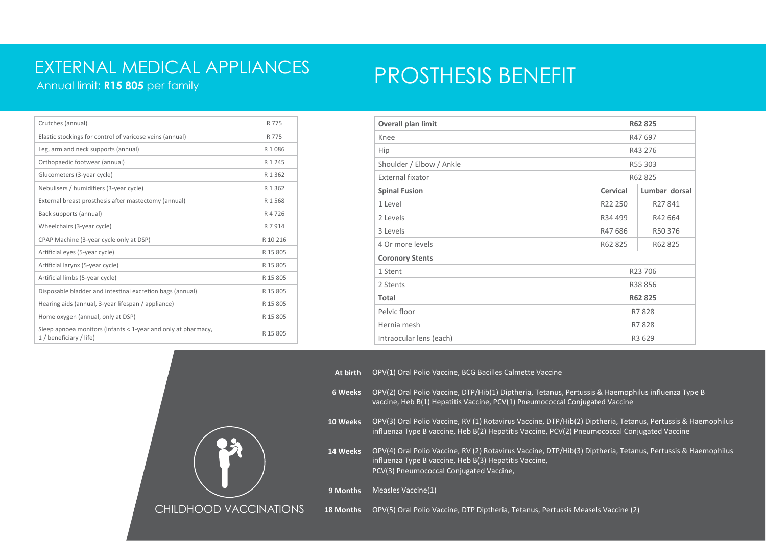# EXTERNAL MEDICAL APPLIANCES

Annual limit: **R15 805** per family

| Item | Limit |
|---|---|
| Crutches (annual) | R 775 |
| Elastic stockings for control of varicose veins (annual) | R 775 |
| Leg, arm and neck supports (annual) | R 1 086 |
| Orthopaedic footwear (annual) | R 1 245 |
| Glucometers (3-year cycle) | R 1 362 |
| Nebulisers / humidifiers (3-year cycle) | R 1 362 |
| External breast prosthesis after mastectomy (annual) | R 1 568 |
| Back supports (annual) | R 4 726 |
| Wheelchairs (3-year cycle) | R 7 914 |
| CPAP Machine (3-year cycle only at DSP) | R 10 216 |
| Artificial eyes (5-year cycle) | R 15 805 |
| Artificial larynx (5-year cycle) | R 15 805 |
| Artificial limbs (5-year cycle) | R 15 805 |
| Disposable bladder and intestinal excretion bags (annual) | R 15 805 |
| Hearing aids (annual, 3-year lifespan / appliance) | R 15 805 |
| Home oxygen (annual, only at DSP) | R 15 805 |
| Sleep apnoea monitors (infants < 1-year and only at pharmacy, 1 / beneficiary / life) | R 15 805 |

# PROSTHESIS BENEFIT

| **Overall plan limit** | **R62 825** | |
|---|---|---|
| Knee | R47 697 | |
| Hip | R43 276 | |
| Shoulder / Elbow / Ankle | R55 303 | |
| External fixator | R62 825 | |
| **Spinal Fusion** | **Cervical** | **Lumbar dorsal** |
| 1 Level | R22 250 | R27 841 |
| 2 Levels | R34 499 | R42 664 |
| 3 Levels | R47 686 | R50 376 |
| 4 Or more levels | R62 825 | R62 825 |
| **Coronory Stents** | | |
| 1 Stent | R23 706 | |
| 2 Stents | R38 856 | |
| **Total** | **R62 825** | |
| Pelvic floor | R7 828 | |
| Hernia mesh | R7 828 | |
| Intraocular lens (each) | R3 629 | |

# CHILDHOOD VACCINATIONS

| Age | Vaccinations |
|---|---|
| **At birth** | OPV(1) Oral Polio Vaccine, BCG Bacilles Calmette Vaccine |
| **6 Weeks** | OPV(2) Oral Polio Vaccine, DTP/Hib(1) Diptheria, Tetanus, Pertussis & Haemophilus influenza Type B vaccine, Heb B(1) Hepatitis Vaccine, PCV(1) Pneumococcal Conjugated Vaccine |
| **10 Weeks** | OPV(3) Oral Polio Vaccine, RV (1) Rotavirus Vaccine, DTP/Hib(2) Diptheria, Tetanus, Pertussis & Haemophilus influenza Type B vaccine, Heb B(2) Hepatitis Vaccine, PCV(2) Pneumococcal Conjugated Vaccine |
| **14 Weeks** | OPV(4) Oral Polio Vaccine, RV (2) Rotavirus Vaccine, DTP/Hib(3) Diptheria, Tetanus, Pertussis & Haemophilus influenza Type B vaccine, Heb B(3) Hepatitis Vaccine, PCV(3) Pneumococcal Conjugated Vaccine, |
| **9 Months** | Measles Vaccine(1) |
| **18 Months** | OPV(5) Oral Polio Vaccine, DTP Diptheria, Tetanus, Pertussis Measels Vaccine (2) |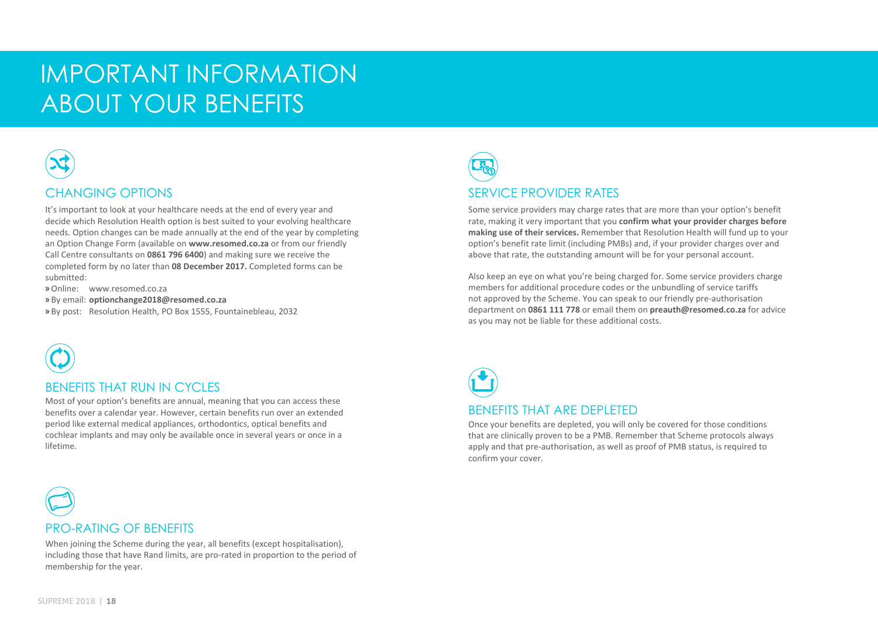# IMPORTANT INFORMATION ABOUT YOUR BENEFITS

## CHANGING OPTIONS

It's important to look at your healthcare needs at the end of every year and decide which Resolution Health option is best suited to your evolving healthcare needs. Option changes can be made annually at the end of the year by completing an Option Change Form (available on **www.resomed.co.za** or from our friendly Call Centre consultants on **0861 796 6400**) and making sure we receive the completed form by no later than **08 December 2017.** Completed forms can be submitted:

- » Online: www.resomed.co.za
- » By email: **optionchange2018@resomed.co.za**
- » By post: Resolution Health, PO Box 1555, Fountainebleau, 2032

## BENEFITS THAT RUN IN CYCLES

Most of your option's benefits are annual, meaning that you can access these benefits over a calendar year. However, certain benefits run over an extended period like external medical appliances, orthodontics, optical benefits and cochlear implants and may only be available once in several years or once in a lifetime.

## PRO-RATING OF BENEFITS

When joining the Scheme during the year, all benefits (except hospitalisation), including those that have Rand limits, are pro-rated in proportion to the period of membership for the year.

## SERVICE PROVIDER RATES

Some service providers may charge rates that are more than your option's benefit rate, making it very important that you **confirm what your provider charges before making use of their services.** Remember that Resolution Health will fund up to your option's benefit rate limit (including PMBs) and, if your provider charges over and above that rate, the outstanding amount will be for your personal account.

Also keep an eye on what you're being charged for. Some service providers charge members for additional procedure codes or the unbundling of service tariffs not approved by the Scheme. You can speak to our friendly pre-authorisation department on **0861 111 778** or email them on **preauth@resomed.co.za** for advice as you may not be liable for these additional costs.

## BENEFITS THAT ARE DEPLETED

Once your benefits are depleted, you will only be covered for those conditions that are clinically proven to be a PMB. Remember that Scheme protocols always apply and that pre-authorisation, as well as proof of PMB status, is required to confirm your cover.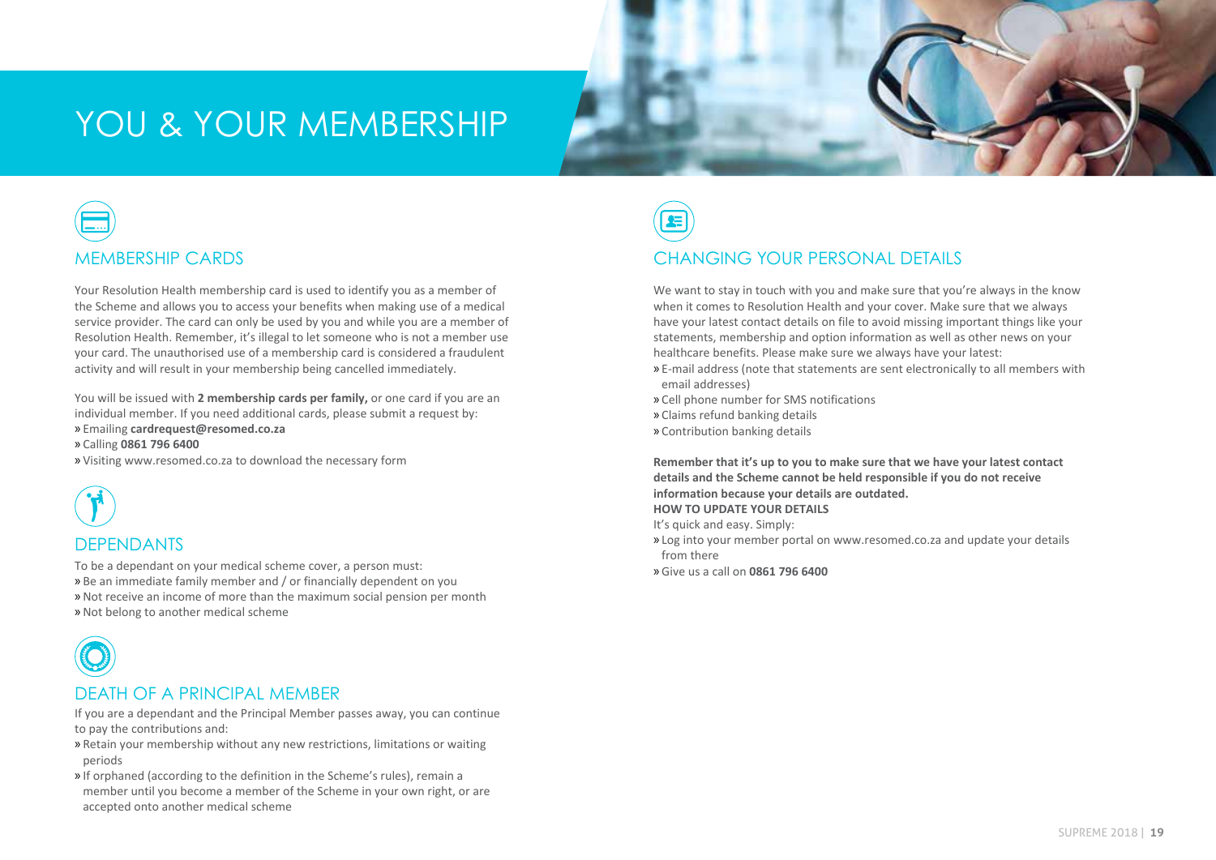# YOU & YOUR MEMBERSHIP

## MEMBERSHIP CARDS

Your Resolution Health membership card is used to identify you as a member of the Scheme and allows you to access your benefits when making use of a medical service provider. The card can only be used by you and while you are a member of Resolution Health. Remember, it's illegal to let someone who is not a member use your card. The unauthorised use of a membership card is considered a fraudulent activity and will result in your membership being cancelled immediately.

You will be issued with **2 membership cards per family,** or one card if you are an individual member. If you need additional cards, please submit a request by:

- Emailing **cardrequest@resomed.co.za**
- Calling **0861 796 6400**
- Visiting www.resomed.co.za to download the necessary form

## DEPENDANTS

To be a dependant on your medical scheme cover, a person must:

- Be an immediate family member and / or financially dependent on you
- Not receive an income of more than the maximum social pension per month
- Not belong to another medical scheme

## DEATH OF A PRINCIPAL MEMBER

If you are a dependant and the Principal Member passes away, you can continue to pay the contributions and:

- Retain your membership without any new restrictions, limitations or waiting periods
- If orphaned (according to the definition in the Scheme's rules), remain a member until you become a member of the Scheme in your own right, or are accepted onto another medical scheme

## CHANGING YOUR PERSONAL DETAILS

We want to stay in touch with you and make sure that you're always in the know when it comes to Resolution Health and your cover. Make sure that we always have your latest contact details on file to avoid missing important things like your statements, membership and option information as well as other news on your healthcare benefits. Please make sure we always have your latest:

- E-mail address (note that statements are sent electronically to all members with email addresses)
- Cell phone number for SMS notifications
- Claims refund banking details
- Contribution banking details

**Remember that it's up to you to make sure that we have your latest contact details and the Scheme cannot be held responsible if you do not receive information because your details are outdated.**

**HOW TO UPDATE YOUR DETAILS**

It's quick and easy. Simply:

- Log into your member portal on www.resomed.co.za and update your details from there
- Give us a call on **0861 796 6400**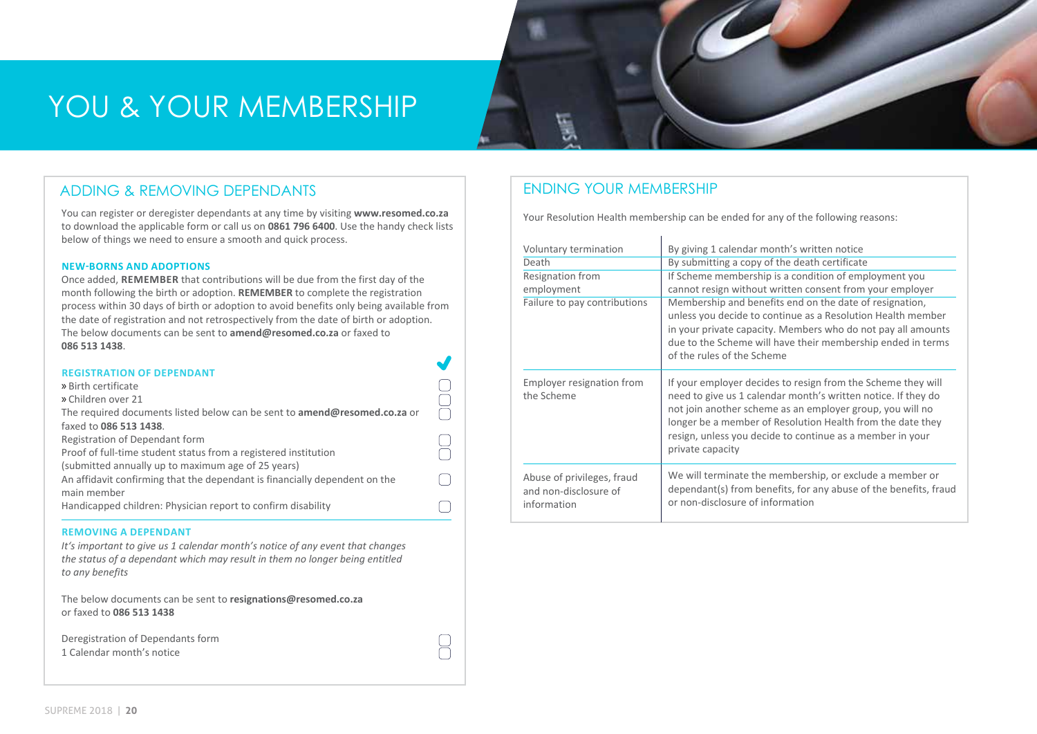# YOU & YOUR MEMBERSHIP

## ADDING & REMOVING DEPENDANTS

You can register or deregister dependants at any time by visiting **www.resomed.co.za** to download the applicable form or call us on **0861 796 6400**. Use the handy check lists below of things we need to ensure a smooth and quick process.

### NEW-BORNS AND ADOPTIONS

Once added, **REMEMBER** that contributions will be due from the first day of the month following the birth or adoption. **REMEMBER** to complete the registration process within 30 days of birth or adoption to avoid benefits only being available from the date of registration and not retrospectively from the date of birth or adoption. The below documents can be sent to **amend@resomed.co.za** or faxed to **086 513 1438**.

### REGISTRATION OF DEPENDANT

- » Birth certificate ☐
- » Children over 21 ☐

The required documents listed below can be sent to **amend@resomed.co.za** or faxed to **086 513 1438**. ☐

- Registration of Dependant form ☐
- Proof of full-time student status from a registered institution (submitted annually up to maximum age of 25 years) ☐
- An affidavit confirming that the dependant is financially dependent on the main member ☐
- Handicapped children: Physician report to confirm disability ☐

### REMOVING A DEPENDANT

*It's important to give us 1 calendar month's notice of any event that changes the status of a dependant which may result in them no longer being entitled to any benefits*

The below documents can be sent to **resignations@resomed.co.za** or faxed to **086 513 1438**

- Deregistration of Dependants form ☐
- 1 Calendar month's notice ☐

## ENDING YOUR MEMBERSHIP

Your Resolution Health membership can be ended for any of the following reasons:

| | |
|---|---|
| Voluntary termination | By giving 1 calendar month's written notice |
| Death | By submitting a copy of the death certificate |
| Resignation from employment | If Scheme membership is a condition of employment you cannot resign without written consent from your employer |
| Failure to pay contributions | Membership and benefits end on the date of resignation, unless you decide to continue as a Resolution Health member in your private capacity. Members who do not pay all amounts due to the Scheme will have their membership ended in terms of the rules of the Scheme |
| Employer resignation from the Scheme | If your employer decides to resign from the Scheme they will need to give us 1 calendar month's written notice. If they do not join another scheme as an employer group, you will no longer be a member of Resolution Health from the date they resign, unless you decide to continue as a member in your private capacity |
| Abuse of privileges, fraud and non-disclosure of information | We will terminate the membership, or exclude a member or dependant(s) from benefits, for any abuse of the benefits, fraud or non-disclosure of information |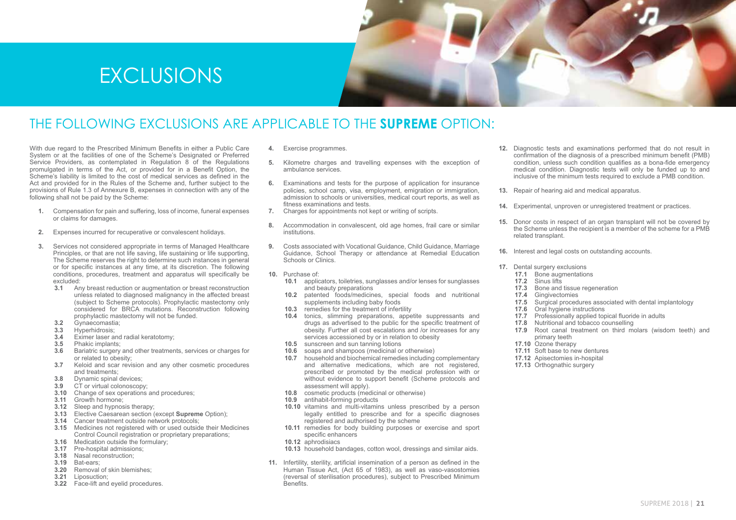# EXCLUSIONS

## THE FOLLOWING EXCLUSIONS ARE APPLICABLE TO THE **SUPREME** OPTION:

With due regard to the Prescribed Minimum Benefits in either a Public Care System or at the facilities of one of the Scheme's Designated or Preferred Service Providers, as contemplated in Regulation 8 of the Regulations promulgated in terms of the Act, or provided for in a Benefit Option, the Scheme's liability is limited to the cost of medical services as defined in the Act and provided for in the Rules of the Scheme and, further subject to the provisions of Rule 1.3 of Annexure B, expenses in connection with any of the following shall not be paid by the Scheme:

1. Compensation for pain and suffering, loss of income, funeral expenses or claims for damages.
2. Expenses incurred for recuperative or convalescent holidays.
3. Services not considered appropriate in terms of Managed Healthcare Principles, or that are not life saving, life sustaining or life supporting. The Scheme reserves the right to determine such instances in general or for specific instances at any time, at its discretion. The following conditions, procedures, treatment and apparatus will specifically be excluded:
   - **3.1** Any breast reduction or augmentation or breast reconstruction unless related to diagnosed malignancy in the affected breast (subject to Scheme protocols). Prophylactic mastectomy only considered for BRCA mutations. Reconstruction following prophylactic mastectomy will not be funded.
   - **3.2** Gynaecomastia;
   - **3.3** Hyperhidrosis;
   - **3.4** Eximer laser and radial keratotomy;
   - **3.5** Phakic implants;
   - **3.6** Bariatric surgery and other treatments, services or charges for or related to obesity;
   - **3.7** Keloid and scar revision and any other cosmetic procedures and treatments;
   - **3.8** Dynamic spinal devices;
   - **3.9** CT or virtual colonoscopy;
   - **3.10** Change of sex operations and procedures;
   - **3.11** Growth hormone;
   - **3.12** Sleep and hypnosis therapy;
   - **3.13** Elective Caesarean section (except **Supreme** Option);
   - **3.14** Cancer treatment outside network protocols;
   - **3.15** Medicines not registered with or used outside their Medicines Control Council registration or proprietary preparations;
   - **3.16** Medication outside the formulary;
   - **3.17** Pre-hospital admissions;
   - **3.18** Nasal reconstruction;
   - **3.19** Bat-ears;
   - **3.20** Removal of skin blemishes;
   - **3.21** Liposuction;
   - **3.22** Face-lift and eyelid procedures.
4. Exercise programmes.
5. Kilometre charges and travelling expenses with the exception of ambulance services.
6. Examinations and tests for the purpose of application for insurance policies, school camp, visa, employment, emigration or immigration, admission to schools or universities, medical court reports, as well as fitness examinations and tests.
7. Charges for appointments not kept or writing of scripts.
8. Accommodation in convalescent, old age homes, frail care or similar institutions.
9. Costs associated with Vocational Guidance, Child Guidance, Marriage Guidance, School Therapy or attendance at Remedial Education Schools or Clinics.
10. Purchase of:
    - **10.1** applicators, toiletries, sunglasses and/or lenses for sunglasses and beauty preparations
    - **10.2** patented foods/medicines, special foods and nutritional supplements including baby foods
    - **10.3** remedies for the treatment of infertility
    - **10.4** tonics, slimming preparations, appetite suppressants and drugs as advertised to the public for the specific treatment of obesity. Further all cost escalations and /or increases for any services accessioned by or in relation to obesity
    - **10.5** sunscreen and sun tanning lotions
    - **10.6** soaps and shampoos (medicinal or otherwise)
    - **10.7** household and biochemical remedies including complementary and alternative medications, which are not registered, prescribed or promoted by the medical profession with or without evidence to support benefit (Scheme protocols and assessment will apply).
    - **10.8** cosmetic products (medicinal or otherwise)
    - **10.9** antihabit-forming products
    - **10.10** vitamins and multi-vitamins unless prescribed by a person legally entitled to prescribe and for a specific diagnoses registered and authorised by the scheme
    - **10.11** remedies for body building purposes or exercise and sport specific enhancers
    - **10.12** aphrodisiacs
    - **10.13** household bandages, cotton wool, dressings and similar aids.
11. Infertility, sterility, artificial insemination of a person as defined in the Human Tissue Act, (Act 65 of 1983), as well as vaso-vasostomies (reversal of sterilisation procedures), subject to Prescribed Minimum Benefits.
12. Diagnostic tests and examinations performed that do not result in confirmation of the diagnosis of a prescribed minimum benefit (PMB) condition, unless such condition qualifies as a bona-fide emergency medical condition. Diagnostic tests will only be funded up to and inclusive of the minimum tests required to exclude a PMB condition.
13. Repair of hearing aid and medical apparatus.
14. Experimental, unproven or unregistered treatment or practices.
15. Donor costs in respect of an organ transplant will not be covered by the Scheme unless the recipient is a member of the scheme for a PMB related transplant.
16. Interest and legal costs on outstanding accounts.
17. Dental surgery exclusions
    - **17.1** Bone augmentations
    - **17.2** Sinus lifts
    - **17.3** Bone and tissue regeneration
    - **17.4** Gingivectomies
    - **17.5** Surgical procedures associated with dental implantology
    - **17.6** Oral hygiene instructions
    - **17.7** Professionally applied topical fluoride in adults
    - **17.8** Nutritional and tobacco counselling
    - **17.9** Root canal treatment on third molars (wisdom teeth) and primary teeth
    - **17.10** Ozone therapy
    - **17.11** Soft base to new dentures
    - **17.12** Apisectomies in-hospital
    - **17.13** Orthognathic surgery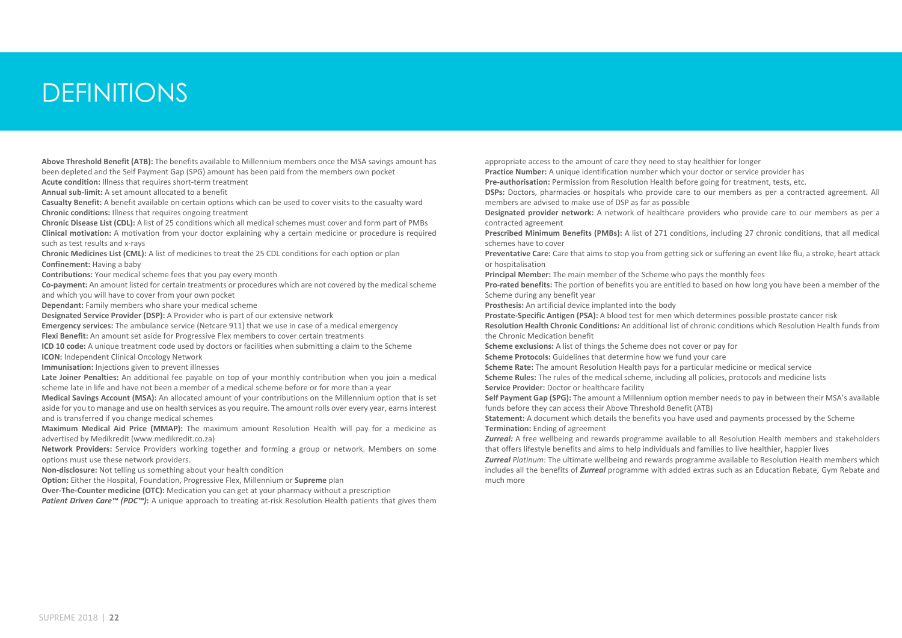# DEFINITIONS

**Above Threshold Benefit (ATB):** The benefits available to Millennium members once the MSA savings amount has been depleted and the Self Payment Gap (SPG) amount has been paid from the members own pocket

**Acute condition:** Illness that requires short-term treatment

**Annual sub-limit:** A set amount allocated to a benefit

**Casualty Benefit:** A benefit available on certain options which can be used to cover visits to the casualty ward

**Chronic conditions:** Illness that requires ongoing treatment

**Chronic Disease List (CDL):** A list of 25 conditions which all medical schemes must cover and form part of PMBs

**Clinical motivation:** A motivation from your doctor explaining why a certain medicine or procedure is required such as test results and x-rays

**Chronic Medicines List (CML):** A list of medicines to treat the 25 CDL conditions for each option or plan

**Confinement:** Having a baby

**Contributions:** Your medical scheme fees that you pay every month

**Co-payment:** An amount listed for certain treatments or procedures which are not covered by the medical scheme and which you will have to cover from your own pocket

**Dependant:** Family members who share your medical scheme

**Designated Service Provider (DSP):** A Provider who is part of our extensive network

**Emergency services:** The ambulance service (Netcare 911) that we use in case of a medical emergency

**Flexi Benefit:** An amount set aside for Progressive Flex members to cover certain treatments

**ICD 10 code:** A unique treatment code used by doctors or facilities when submitting a claim to the Scheme

**ICON:** Independent Clinical Oncology Network

**Immunisation:** Injections given to prevent illnesses

**Late Joiner Penalties:** An additional fee payable on top of your monthly contribution when you join a medical scheme late in life and have not been a member of a medical scheme before or for more than a year

**Medical Savings Account (MSA):** An allocated amount of your contributions on the Millennium option that is set aside for you to manage and use on health services as you require. The amount rolls over every year, earns interest and is transferred if you change medical schemes

**Maximum Medical Aid Price (MMAP):** The maximum amount Resolution Health will pay for a medicine as advertised by Medikredit (www.medikredit.co.za)

**Network Providers:** Service Providers working together and forming a group or network. Members on some options must use these network providers.

**Non-disclosure:** Not telling us something about your health condition

**Option:** Either the Hospital, Foundation, Progressive Flex, Millennium or **Supreme** plan

**Over-The-Counter medicine (OTC):** Medication you can get at your pharmacy without a prescription

***Patient Driven Care™ (PDC™)*:** A unique approach to treating at-risk Resolution Health patients that gives them appropriate access to the amount of care they need to stay healthier for longer

**Practice Number:** A unique identification number which your doctor or service provider has

**Pre-authorisation:** Permission from Resolution Health before going for treatment, tests, etc.

**DSPs:** Doctors, pharmacies or hospitals who provide care to our members as per a contracted agreement. All members are advised to make use of DSP as far as possible

**Designated provider network:** A network of healthcare providers who provide care to our members as per a contracted agreement

**Prescribed Minimum Benefits (PMBs):** A list of 271 conditions, including 27 chronic conditions, that all medical schemes have to cover

**Preventative Care:** Care that aims to stop you from getting sick or suffering an event like flu, a stroke, heart attack or hospitalisation

**Principal Member:** The main member of the Scheme who pays the monthly fees

**Pro-rated benefits:** The portion of benefits you are entitled to based on how long you have been a member of the Scheme during any benefit year

**Prosthesis:** An artificial device implanted into the body

**Prostate-Specific Antigen (PSA):** A blood test for men which determines possible prostate cancer risk

**Resolution Health Chronic Conditions:** An additional list of chronic conditions which Resolution Health funds from the Chronic Medication benefit

**Scheme exclusions:** A list of things the Scheme does not cover or pay for

**Scheme Protocols:** Guidelines that determine how we fund your care

**Scheme Rate:** The amount Resolution Health pays for a particular medicine or medical service

**Scheme Rules:** The rules of the medical scheme, including all policies, protocols and medicine lists

**Service Provider:** Doctor or healthcare facility

**Self Payment Gap (SPG):** The amount a Millennium option member needs to pay in between their MSA's available funds before they can access their Above Threshold Benefit (ATB)

**Statement:** A document which details the benefits you have used and payments processed by the Scheme

**Termination:** Ending of agreement

***Zurreal:*** A free wellbeing and rewards programme available to all Resolution Health members and stakeholders that offers lifestyle benefits and aims to help individuals and families to live healthier, happier lives

***Zurreal*** *Platinum*: The ultimate wellbeing and rewards programme available to Resolution Health members which includes all the benefits of ***Zurreal*** programme with added extras such as an Education Rebate, Gym Rebate and much more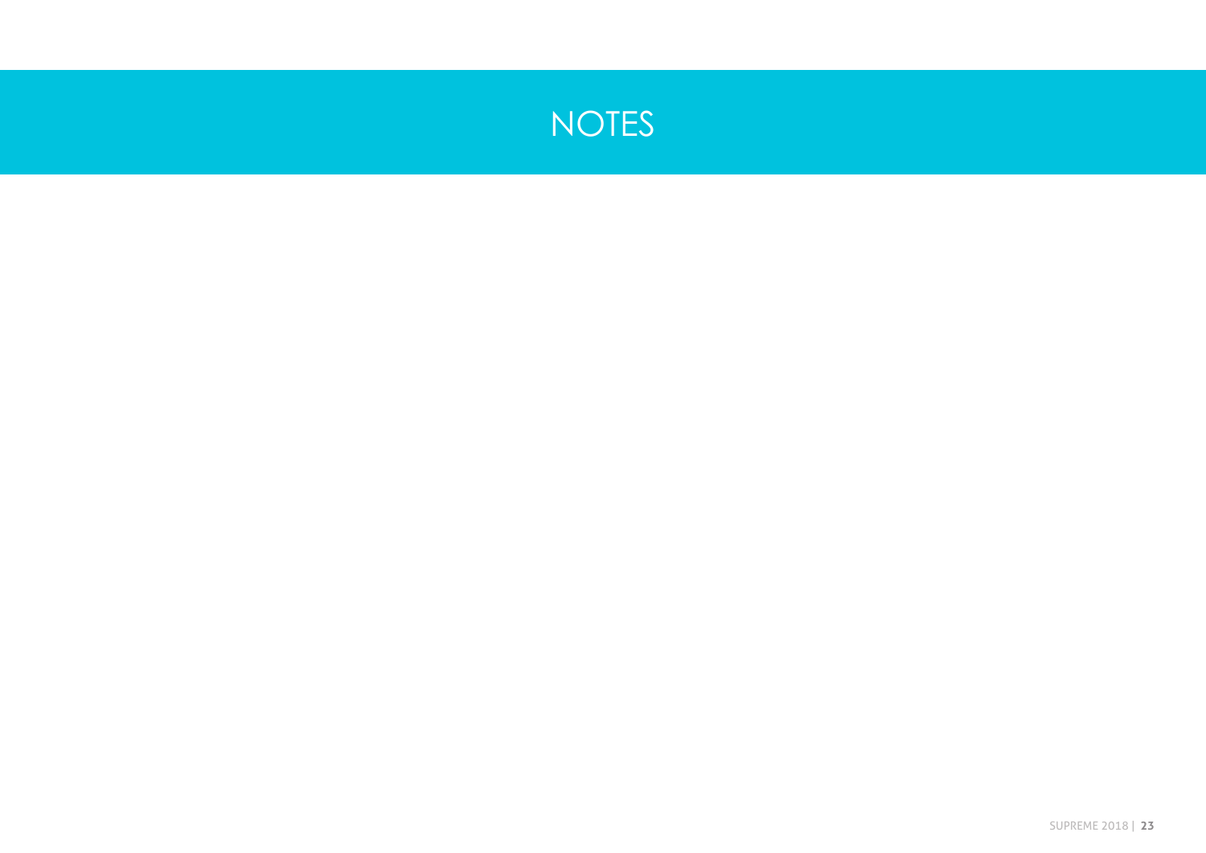# NOTES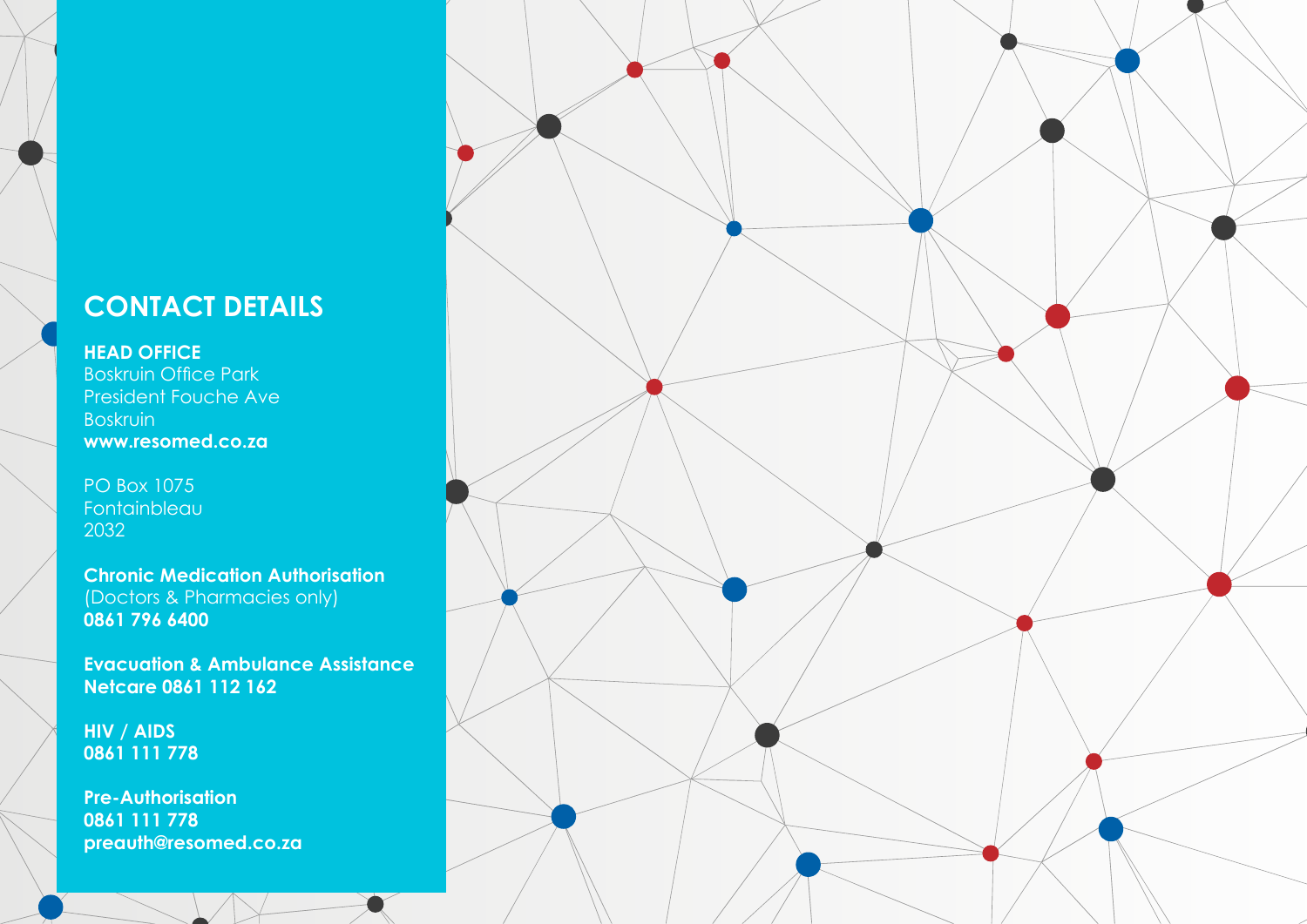# CONTACT DETAILS

**HEAD OFFICE**
Boskruin Office Park
President Fouche Ave
Boskruin
**www.resomed.co.za**

PO Box 1075
Fontainbleau
2032

**Chronic Medication Authorisation**
(Doctors & Pharmacies only)
**0861 796 6400**

**Evacuation & Ambulance Assistance**
**Netcare 0861 112 162**

**HIV / AIDS**
**0861 111 778**

**Pre-Authorisation**
**0861 111 778**
**preauth@resomed.co.za**